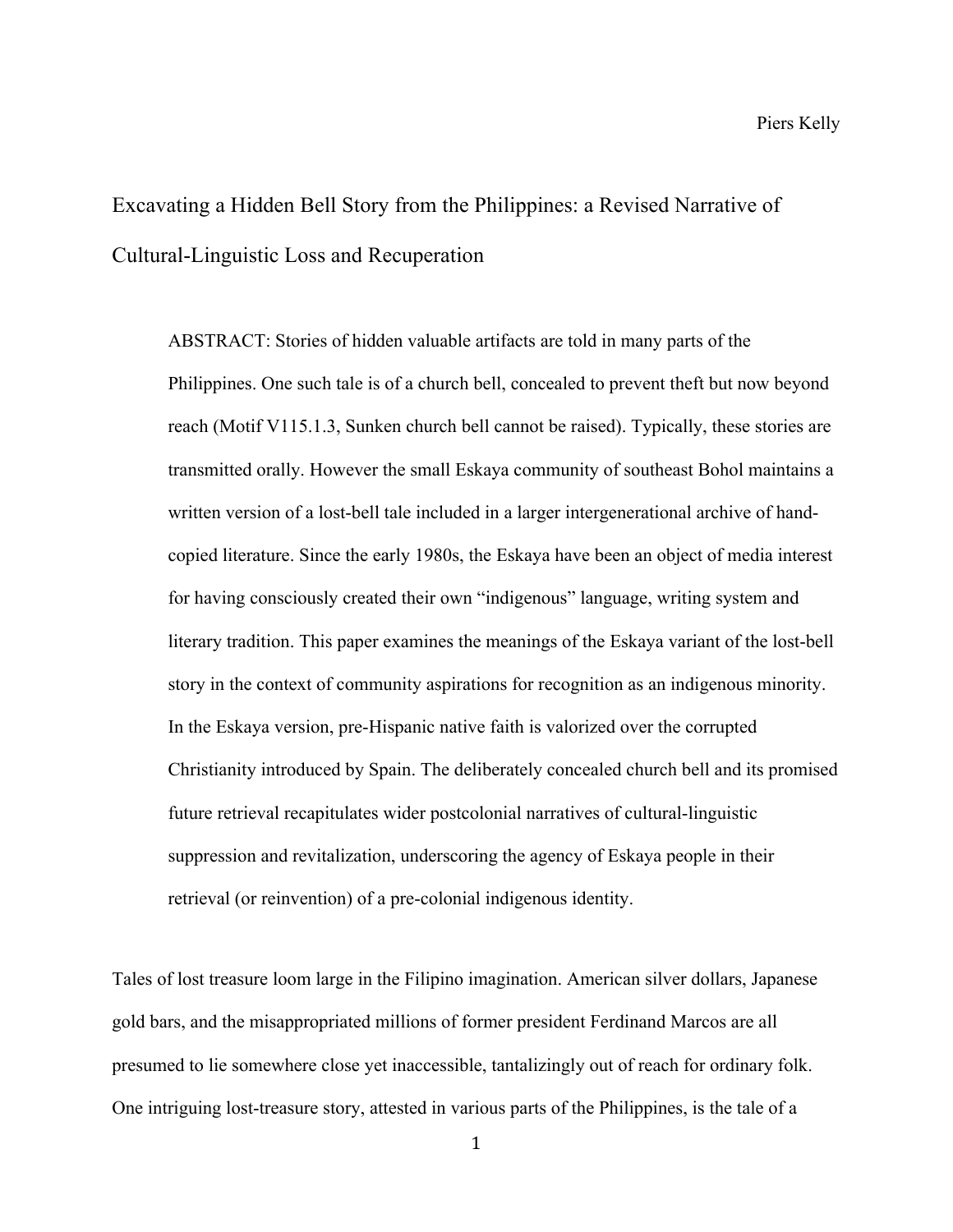Piers Kelly

# Excavating a Hidden Bell Story from the Philippines: a Revised Narrative of Cultural-Linguistic Loss and Recuperation

> ABSTRACT: Stories of hidden valuable artifacts are told in many parts of the Philippines. One such tale is of a church bell, concealed to prevent theft but now beyond reach (Motif V115.1.3, Sunken church bell cannot be raised). Typically, these stories are transmitted orally. However the small Eskaya community of southeast Bohol maintains a written version of a lost-bell tale included in a larger intergenerational archive of hand-copied literature. Since the early 1980s, the Eskaya have been an object of media interest for having consciously created their own "indigenous" language, writing system and literary tradition. This paper examines the meanings of the Eskaya variant of the lost-bell story in the context of community aspirations for recognition as an indigenous minority. In the Eskaya version, pre-Hispanic native faith is valorized over the corrupted Christianity introduced by Spain. The deliberately concealed church bell and its promised future retrieval recapitulates wider postcolonial narratives of cultural-linguistic suppression and revitalization, underscoring the agency of Eskaya people in their retrieval (or reinvention) of a pre-colonial indigenous identity.

Tales of lost treasure loom large in the Filipino imagination. American silver dollars, Japanese gold bars, and the misappropriated millions of former president Ferdinand Marcos are all presumed to lie somewhere close yet inaccessible, tantalizingly out of reach for ordinary folk. One intriguing lost-treasure story, attested in various parts of the Philippines, is the tale of a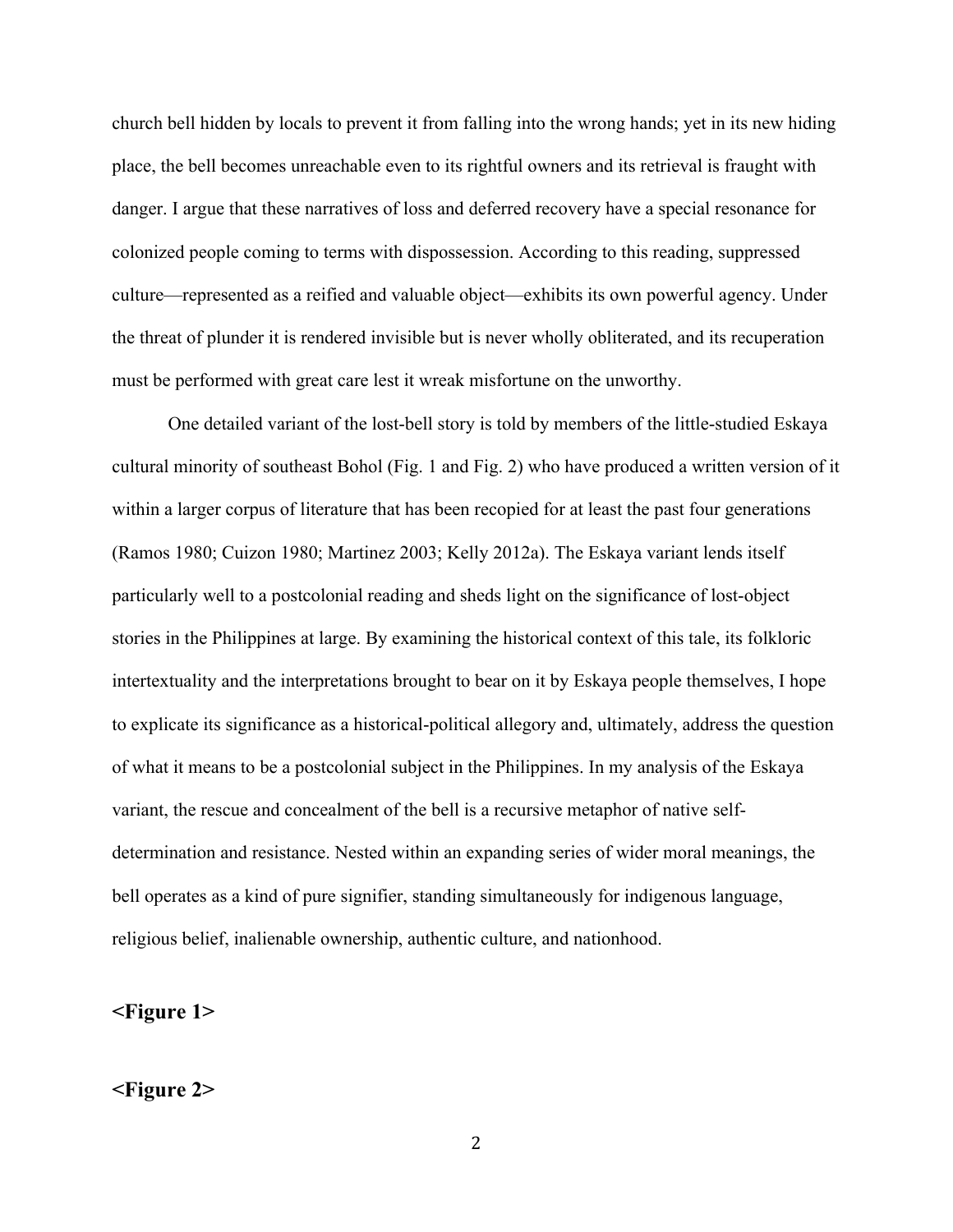church bell hidden by locals to prevent it from falling into the wrong hands; yet in its new hiding place, the bell becomes unreachable even to its rightful owners and its retrieval is fraught with danger. I argue that these narratives of loss and deferred recovery have a special resonance for colonized people coming to terms with dispossession. According to this reading, suppressed culture—represented as a reified and valuable object—exhibits its own powerful agency. Under the threat of plunder it is rendered invisible but is never wholly obliterated, and its recuperation must be performed with great care lest it wreak misfortune on the unworthy.

One detailed variant of the lost-bell story is told by members of the little-studied Eskaya cultural minority of southeast Bohol (Fig. 1 and Fig. 2) who have produced a written version of it within a larger corpus of literature that has been recopied for at least the past four generations (Ramos 1980; Cuizon 1980; Martinez 2003; Kelly 2012a). The Eskaya variant lends itself particularly well to a postcolonial reading and sheds light on the significance of lost-object stories in the Philippines at large. By examining the historical context of this tale, its folkloric intertextuality and the interpretations brought to bear on it by Eskaya people themselves, I hope to explicate its significance as a historical-political allegory and, ultimately, address the question of what it means to be a postcolonial subject in the Philippines. In my analysis of the Eskaya variant, the rescue and concealment of the bell is a recursive metaphor of native self-determination and resistance. Nested within an expanding series of wider moral meanings, the bell operates as a kind of pure signifier, standing simultaneously for indigenous language, religious belief, inalienable ownership, authentic culture, and nationhood.

**<Figure 1>**

**<Figure 2>**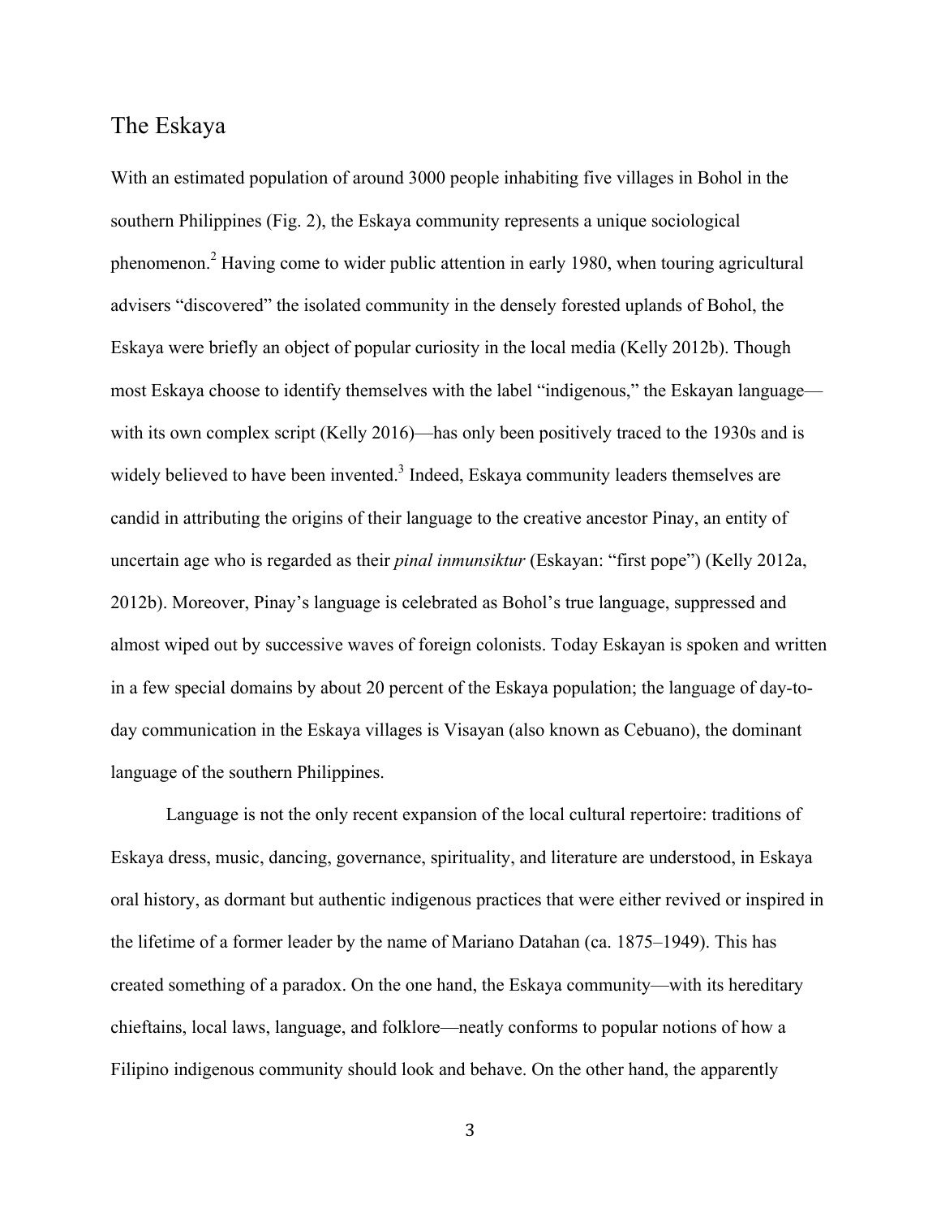## The Eskaya

With an estimated population of around 3000 people inhabiting five villages in Bohol in the southern Philippines (Fig. 2), the Eskaya community represents a unique sociological phenomenon.[2] Having come to wider public attention in early 1980, when touring agricultural advisers "discovered" the isolated community in the densely forested uplands of Bohol, the Eskaya were briefly an object of popular curiosity in the local media (Kelly 2012b). Though most Eskaya choose to identify themselves with the label "indigenous," the Eskayan language—with its own complex script (Kelly 2016)—has only been positively traced to the 1930s and is widely believed to have been invented.[3] Indeed, Eskaya community leaders themselves are candid in attributing the origins of their language to the creative ancestor Pinay, an entity of uncertain age who is regarded as their *pinal inmunsiktur* (Eskayan: "first pope") (Kelly 2012a, 2012b). Moreover, Pinay's language is celebrated as Bohol's true language, suppressed and almost wiped out by successive waves of foreign colonists. Today Eskayan is spoken and written in a few special domains by about 20 percent of the Eskaya population; the language of day-to-day communication in the Eskaya villages is Visayan (also known as Cebuano), the dominant language of the southern Philippines.

Language is not the only recent expansion of the local cultural repertoire: traditions of Eskaya dress, music, dancing, governance, spirituality, and literature are understood, in Eskaya oral history, as dormant but authentic indigenous practices that were either revived or inspired in the lifetime of a former leader by the name of Mariano Datahan (ca. 1875–1949). This has created something of a paradox. On the one hand, the Eskaya community—with its hereditary chieftains, local laws, language, and folklore—neatly conforms to popular notions of how a Filipino indigenous community should look and behave. On the other hand, the apparently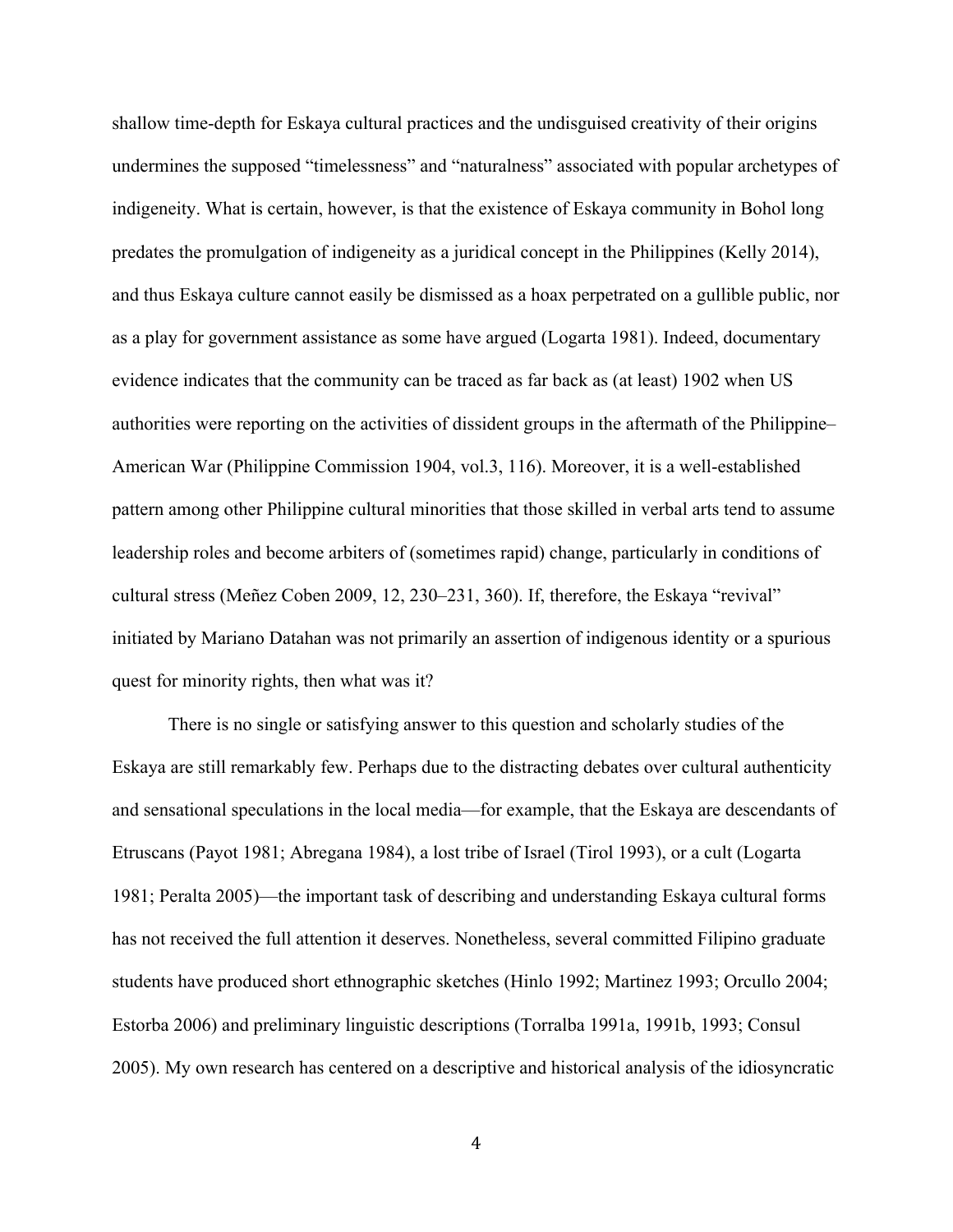shallow time-depth for Eskaya cultural practices and the undisguised creativity of their origins undermines the supposed "timelessness" and "naturalness" associated with popular archetypes of indigeneity. What is certain, however, is that the existence of Eskaya community in Bohol long predates the promulgation of indigeneity as a juridical concept in the Philippines (Kelly 2014), and thus Eskaya culture cannot easily be dismissed as a hoax perpetrated on a gullible public, nor as a play for government assistance as some have argued (Logarta 1981). Indeed, documentary evidence indicates that the community can be traced as far back as (at least) 1902 when US authorities were reporting on the activities of dissident groups in the aftermath of the Philippine–American War (Philippine Commission 1904, vol.3, 116). Moreover, it is a well-established pattern among other Philippine cultural minorities that those skilled in verbal arts tend to assume leadership roles and become arbiters of (sometimes rapid) change, particularly in conditions of cultural stress (Meñez Coben 2009, 12, 230–231, 360). If, therefore, the Eskaya "revival" initiated by Mariano Datahan was not primarily an assertion of indigenous identity or a spurious quest for minority rights, then what was it?

There is no single or satisfying answer to this question and scholarly studies of the Eskaya are still remarkably few. Perhaps due to the distracting debates over cultural authenticity and sensational speculations in the local media—for example, that the Eskaya are descendants of Etruscans (Payot 1981; Abregana 1984), a lost tribe of Israel (Tirol 1993), or a cult (Logarta 1981; Peralta 2005)—the important task of describing and understanding Eskaya cultural forms has not received the full attention it deserves. Nonetheless, several committed Filipino graduate students have produced short ethnographic sketches (Hinlo 1992; Martinez 1993; Orcullo 2004; Estorba 2006) and preliminary linguistic descriptions (Torralba 1991a, 1991b, 1993; Consul 2005). My own research has centered on a descriptive and historical analysis of the idiosyncratic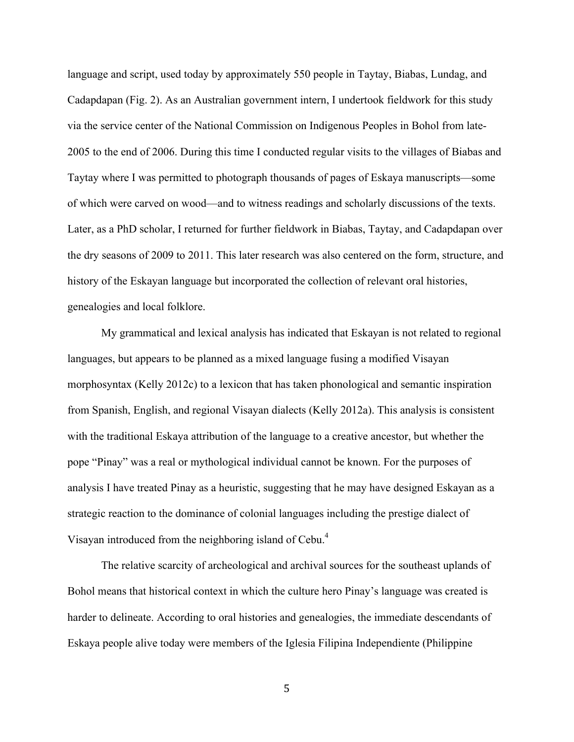language and script, used today by approximately 550 people in Taytay, Biabas, Lundag, and Cadapdapan (Fig. 2). As an Australian government intern, I undertook fieldwork for this study via the service center of the National Commission on Indigenous Peoples in Bohol from late-2005 to the end of 2006. During this time I conducted regular visits to the villages of Biabas and Taytay where I was permitted to photograph thousands of pages of Eskaya manuscripts—some of which were carved on wood—and to witness readings and scholarly discussions of the texts. Later, as a PhD scholar, I returned for further fieldwork in Biabas, Taytay, and Cadapdapan over the dry seasons of 2009 to 2011. This later research was also centered on the form, structure, and history of the Eskayan language but incorporated the collection of relevant oral histories, genealogies and local folklore.

My grammatical and lexical analysis has indicated that Eskayan is not related to regional languages, but appears to be planned as a mixed language fusing a modified Visayan morphosyntax (Kelly 2012c) to a lexicon that has taken phonological and semantic inspiration from Spanish, English, and regional Visayan dialects (Kelly 2012a). This analysis is consistent with the traditional Eskaya attribution of the language to a creative ancestor, but whether the pope "Pinay" was a real or mythological individual cannot be known. For the purposes of analysis I have treated Pinay as a heuristic, suggesting that he may have designed Eskayan as a strategic reaction to the dominance of colonial languages including the prestige dialect of Visayan introduced from the neighboring island of Cebu.[4]

The relative scarcity of archeological and archival sources for the southeast uplands of Bohol means that historical context in which the culture hero Pinay's language was created is harder to delineate. According to oral histories and genealogies, the immediate descendants of Eskaya people alive today were members of the Iglesia Filipina Independiente (Philippine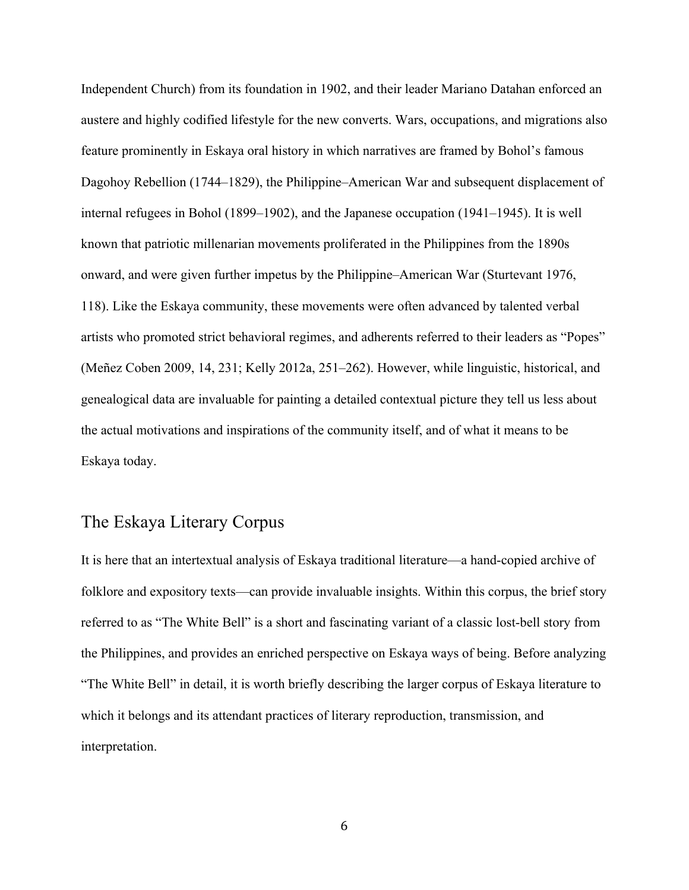Independent Church) from its foundation in 1902, and their leader Mariano Datahan enforced an austere and highly codified lifestyle for the new converts. Wars, occupations, and migrations also feature prominently in Eskaya oral history in which narratives are framed by Bohol's famous Dagohoy Rebellion (1744–1829), the Philippine–American War and subsequent displacement of internal refugees in Bohol (1899–1902), and the Japanese occupation (1941–1945). It is well known that patriotic millenarian movements proliferated in the Philippines from the 1890s onward, and were given further impetus by the Philippine–American War (Sturtevant 1976, 118). Like the Eskaya community, these movements were often advanced by talented verbal artists who promoted strict behavioral regimes, and adherents referred to their leaders as "Popes" (Meñez Coben 2009, 14, 231; Kelly 2012a, 251–262). However, while linguistic, historical, and genealogical data are invaluable for painting a detailed contextual picture they tell us less about the actual motivations and inspirations of the community itself, and of what it means to be Eskaya today.

## The Eskaya Literary Corpus

It is here that an intertextual analysis of Eskaya traditional literature—a hand-copied archive of folklore and expository texts—can provide invaluable insights. Within this corpus, the brief story referred to as "The White Bell" is a short and fascinating variant of a classic lost-bell story from the Philippines, and provides an enriched perspective on Eskaya ways of being. Before analyzing "The White Bell" in detail, it is worth briefly describing the larger corpus of Eskaya literature to which it belongs and its attendant practices of literary reproduction, transmission, and interpretation.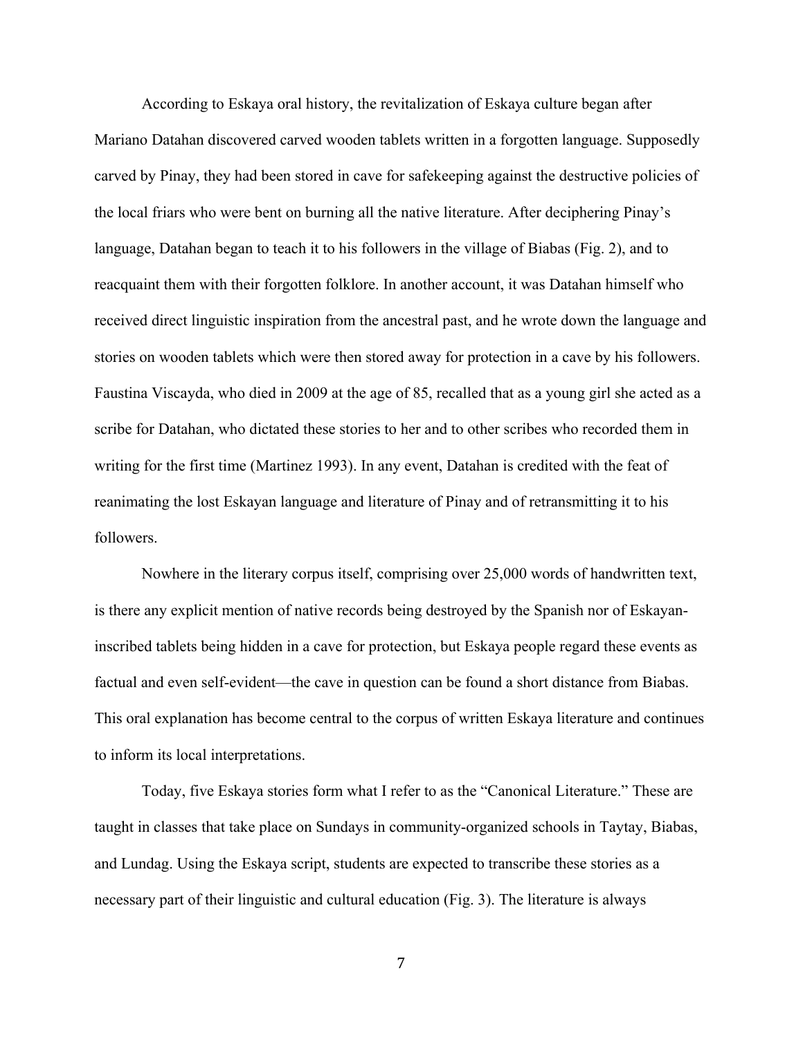According to Eskaya oral history, the revitalization of Eskaya culture began after Mariano Datahan discovered carved wooden tablets written in a forgotten language. Supposedly carved by Pinay, they had been stored in cave for safekeeping against the destructive policies of the local friars who were bent on burning all the native literature. After deciphering Pinay's language, Datahan began to teach it to his followers in the village of Biabas (Fig. 2), and to reacquaint them with their forgotten folklore. In another account, it was Datahan himself who received direct linguistic inspiration from the ancestral past, and he wrote down the language and stories on wooden tablets which were then stored away for protection in a cave by his followers. Faustina Viscayda, who died in 2009 at the age of 85, recalled that as a young girl she acted as a scribe for Datahan, who dictated these stories to her and to other scribes who recorded them in writing for the first time (Martinez 1993). In any event, Datahan is credited with the feat of reanimating the lost Eskayan language and literature of Pinay and of retransmitting it to his followers.

Nowhere in the literary corpus itself, comprising over 25,000 words of handwritten text, is there any explicit mention of native records being destroyed by the Spanish nor of Eskayan-inscribed tablets being hidden in a cave for protection, but Eskaya people regard these events as factual and even self-evident—the cave in question can be found a short distance from Biabas. This oral explanation has become central to the corpus of written Eskaya literature and continues to inform its local interpretations.

Today, five Eskaya stories form what I refer to as the "Canonical Literature." These are taught in classes that take place on Sundays in community-organized schools in Taytay, Biabas, and Lundag. Using the Eskaya script, students are expected to transcribe these stories as a necessary part of their linguistic and cultural education (Fig. 3). The literature is always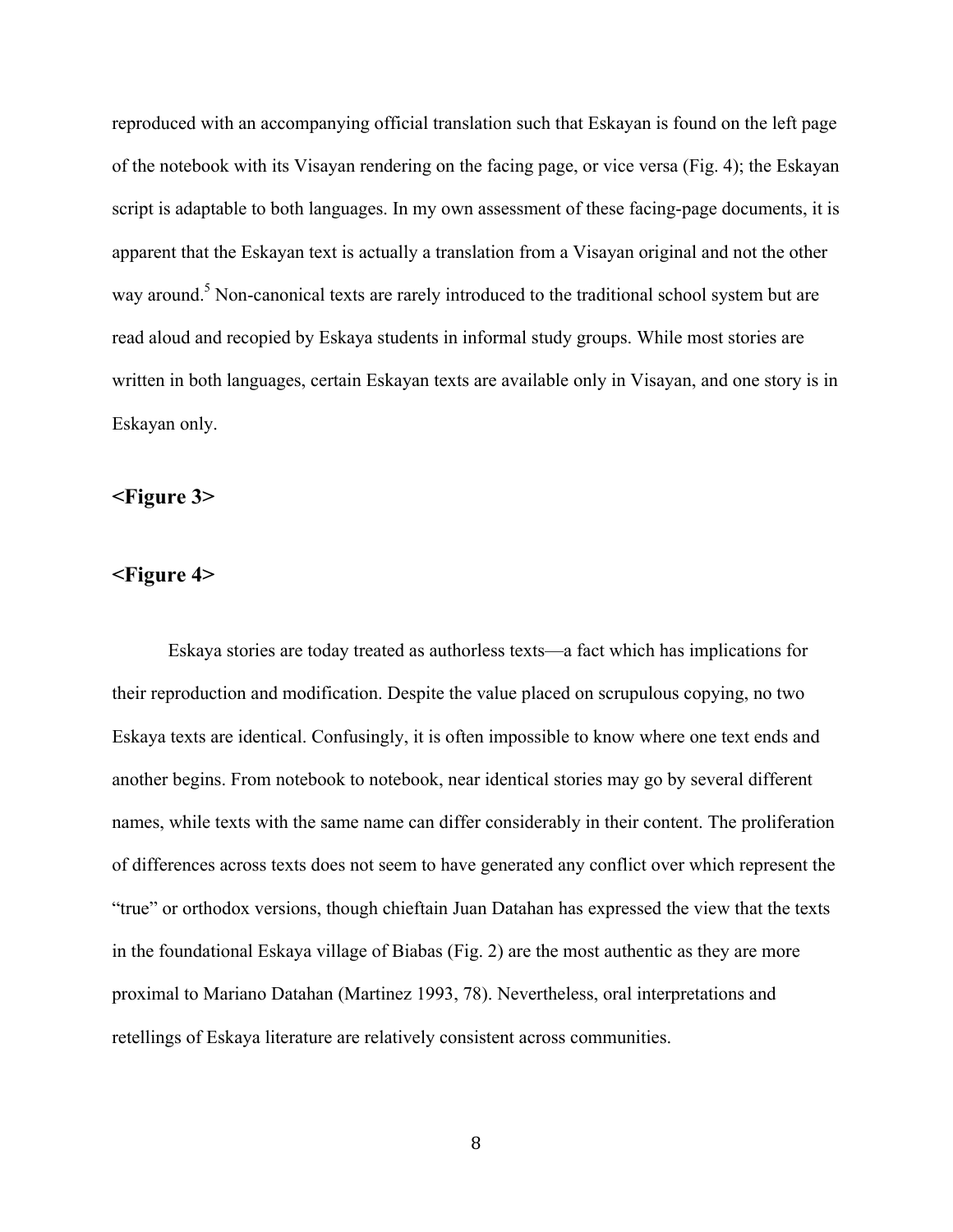reproduced with an accompanying official translation such that Eskayan is found on the left page of the notebook with its Visayan rendering on the facing page, or vice versa (Fig. 4); the Eskayan script is adaptable to both languages. In my own assessment of these facing-page documents, it is apparent that the Eskayan text is actually a translation from a Visayan original and not the other way around.[5] Non-canonical texts are rarely introduced to the traditional school system but are read aloud and recopied by Eskaya students in informal study groups. While most stories are written in both languages, certain Eskayan texts are available only in Visayan, and one story is in Eskayan only.

**<Figure 3>**

**<Figure 4>**

Eskaya stories are today treated as authorless texts—a fact which has implications for their reproduction and modification. Despite the value placed on scrupulous copying, no two Eskaya texts are identical. Confusingly, it is often impossible to know where one text ends and another begins. From notebook to notebook, near identical stories may go by several different names, while texts with the same name can differ considerably in their content. The proliferation of differences across texts does not seem to have generated any conflict over which represent the "true" or orthodox versions, though chieftain Juan Datahan has expressed the view that the texts in the foundational Eskaya village of Biabas (Fig. 2) are the most authentic as they are more proximal to Mariano Datahan (Martinez 1993, 78). Nevertheless, oral interpretations and retellings of Eskaya literature are relatively consistent across communities.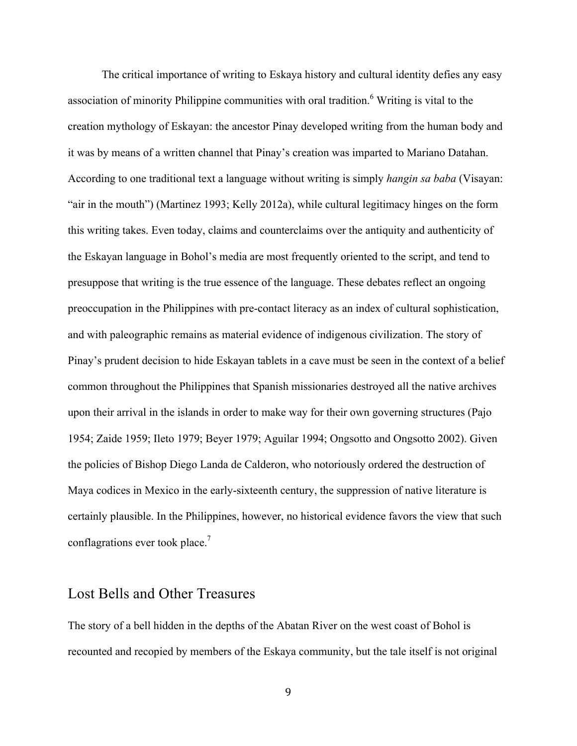The critical importance of writing to Eskaya history and cultural identity defies any easy association of minority Philippine communities with oral tradition.[6] Writing is vital to the creation mythology of Eskayan: the ancestor Pinay developed writing from the human body and it was by means of a written channel that Pinay's creation was imparted to Mariano Datahan. According to one traditional text a language without writing is simply *hangin sa baba* (Visayan: "air in the mouth") (Martinez 1993; Kelly 2012a), while cultural legitimacy hinges on the form this writing takes. Even today, claims and counterclaims over the antiquity and authenticity of the Eskayan language in Bohol's media are most frequently oriented to the script, and tend to presuppose that writing is the true essence of the language. These debates reflect an ongoing preoccupation in the Philippines with pre-contact literacy as an index of cultural sophistication, and with paleographic remains as material evidence of indigenous civilization. The story of Pinay's prudent decision to hide Eskayan tablets in a cave must be seen in the context of a belief common throughout the Philippines that Spanish missionaries destroyed all the native archives upon their arrival in the islands in order to make way for their own governing structures (Pajo 1954; Zaide 1959; Ileto 1979; Beyer 1979; Aguilar 1994; Ongsotto and Ongsotto 2002). Given the policies of Bishop Diego Landa de Calderon, who notoriously ordered the destruction of Maya codices in Mexico in the early-sixteenth century, the suppression of native literature is certainly plausible. In the Philippines, however, no historical evidence favors the view that such conflagrations ever took place.[7]

## Lost Bells and Other Treasures

The story of a bell hidden in the depths of the Abatan River on the west coast of Bohol is recounted and recopied by members of the Eskaya community, but the tale itself is not original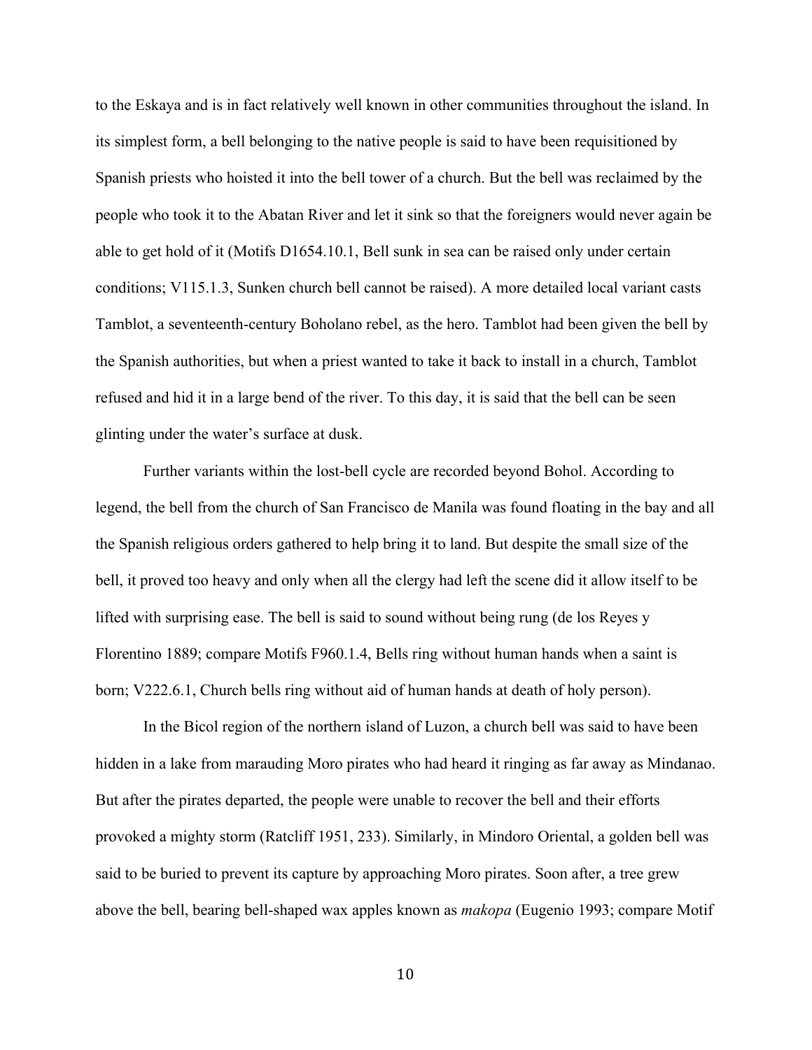to the Eskaya and is in fact relatively well known in other communities throughout the island. In its simplest form, a bell belonging to the native people is said to have been requisitioned by Spanish priests who hoisted it into the bell tower of a church. But the bell was reclaimed by the people who took it to the Abatan River and let it sink so that the foreigners would never again be able to get hold of it (Motifs D1654.10.1, Bell sunk in sea can be raised only under certain conditions; V115.1.3, Sunken church bell cannot be raised). A more detailed local variant casts Tamblot, a seventeenth-century Boholano rebel, as the hero. Tamblot had been given the bell by the Spanish authorities, but when a priest wanted to take it back to install in a church, Tamblot refused and hid it in a large bend of the river. To this day, it is said that the bell can be seen glinting under the water's surface at dusk.

Further variants within the lost-bell cycle are recorded beyond Bohol. According to legend, the bell from the church of San Francisco de Manila was found floating in the bay and all the Spanish religious orders gathered to help bring it to land. But despite the small size of the bell, it proved too heavy and only when all the clergy had left the scene did it allow itself to be lifted with surprising ease. The bell is said to sound without being rung (de los Reyes y Florentino 1889; compare Motifs F960.1.4, Bells ring without human hands when a saint is born; V222.6.1, Church bells ring without aid of human hands at death of holy person).

In the Bicol region of the northern island of Luzon, a church bell was said to have been hidden in a lake from marauding Moro pirates who had heard it ringing as far away as Mindanao. But after the pirates departed, the people were unable to recover the bell and their efforts provoked a mighty storm (Ratcliff 1951, 233). Similarly, in Mindoro Oriental, a golden bell was said to be buried to prevent its capture by approaching Moro pirates. Soon after, a tree grew above the bell, bearing bell-shaped wax apples known as *makopa* (Eugenio 1993; compare Motif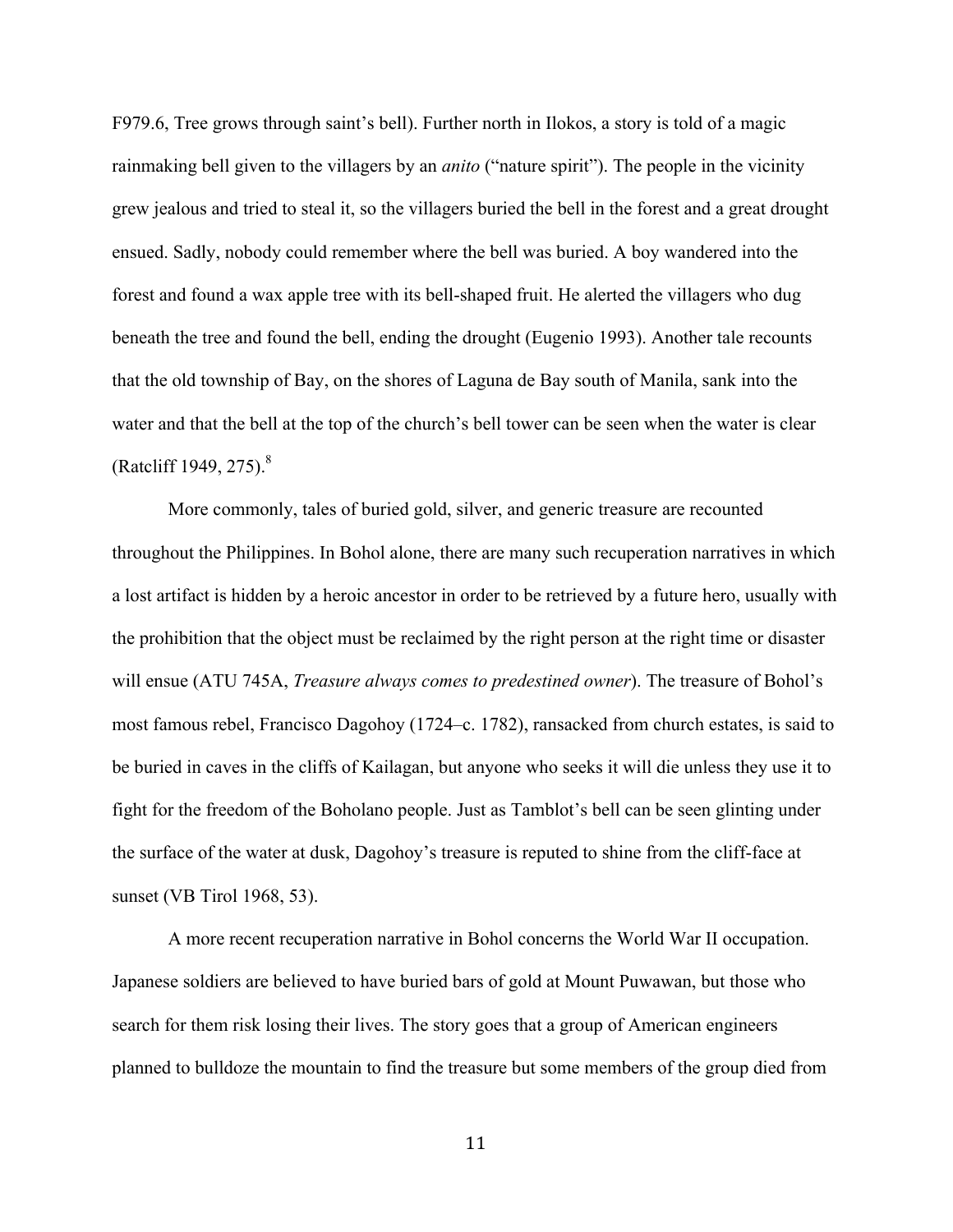F979.6, Tree grows through saint's bell). Further north in Ilokos, a story is told of a magic rainmaking bell given to the villagers by an *anito* ("nature spirit"). The people in the vicinity grew jealous and tried to steal it, so the villagers buried the bell in the forest and a great drought ensued. Sadly, nobody could remember where the bell was buried. A boy wandered into the forest and found a wax apple tree with its bell-shaped fruit. He alerted the villagers who dug beneath the tree and found the bell, ending the drought (Eugenio 1993). Another tale recounts that the old township of Bay, on the shores of Laguna de Bay south of Manila, sank into the water and that the bell at the top of the church's bell tower can be seen when the water is clear (Ratcliff 1949, 275).[8]

More commonly, tales of buried gold, silver, and generic treasure are recounted throughout the Philippines. In Bohol alone, there are many such recuperation narratives in which a lost artifact is hidden by a heroic ancestor in order to be retrieved by a future hero, usually with the prohibition that the object must be reclaimed by the right person at the right time or disaster will ensue (ATU 745A, *Treasure always comes to predestined owner*). The treasure of Bohol's most famous rebel, Francisco Dagohoy (1724–c. 1782), ransacked from church estates, is said to be buried in caves in the cliffs of Kailagan, but anyone who seeks it will die unless they use it to fight for the freedom of the Boholano people. Just as Tamblot's bell can be seen glinting under the surface of the water at dusk, Dagohoy's treasure is reputed to shine from the cliff-face at sunset (VB Tirol 1968, 53).

A more recent recuperation narrative in Bohol concerns the World War II occupation. Japanese soldiers are believed to have buried bars of gold at Mount Puwawan, but those who search for them risk losing their lives. The story goes that a group of American engineers planned to bulldoze the mountain to find the treasure but some members of the group died from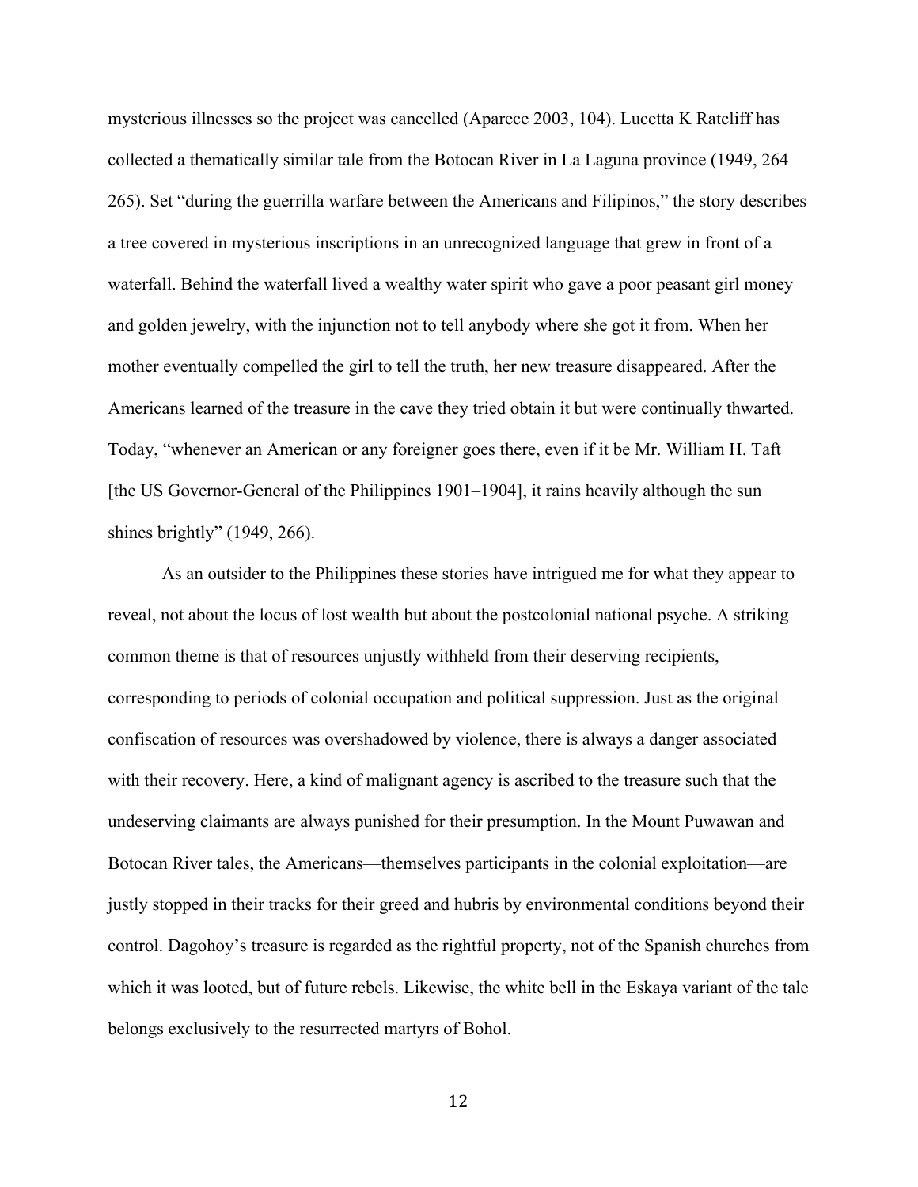mysterious illnesses so the project was cancelled (Aparece 2003, 104). Lucetta K Ratcliff has collected a thematically similar tale from the Botocan River in La Laguna province (1949, 264–265). Set "during the guerrilla warfare between the Americans and Filipinos," the story describes a tree covered in mysterious inscriptions in an unrecognized language that grew in front of a waterfall. Behind the waterfall lived a wealthy water spirit who gave a poor peasant girl money and golden jewelry, with the injunction not to tell anybody where she got it from. When her mother eventually compelled the girl to tell the truth, her new treasure disappeared. After the Americans learned of the treasure in the cave they tried obtain it but were continually thwarted. Today, "whenever an American or any foreigner goes there, even if it be Mr. William H. Taft [the US Governor-General of the Philippines 1901–1904], it rains heavily although the sun shines brightly" (1949, 266).

As an outsider to the Philippines these stories have intrigued me for what they appear to reveal, not about the locus of lost wealth but about the postcolonial national psyche. A striking common theme is that of resources unjustly withheld from their deserving recipients, corresponding to periods of colonial occupation and political suppression. Just as the original confiscation of resources was overshadowed by violence, there is always a danger associated with their recovery. Here, a kind of malignant agency is ascribed to the treasure such that the undeserving claimants are always punished for their presumption. In the Mount Puwawan and Botocan River tales, the Americans—themselves participants in the colonial exploitation—are justly stopped in their tracks for their greed and hubris by environmental conditions beyond their control. Dagohoy's treasure is regarded as the rightful property, not of the Spanish churches from which it was looted, but of future rebels. Likewise, the white bell in the Eskaya variant of the tale belongs exclusively to the resurrected martyrs of Bohol.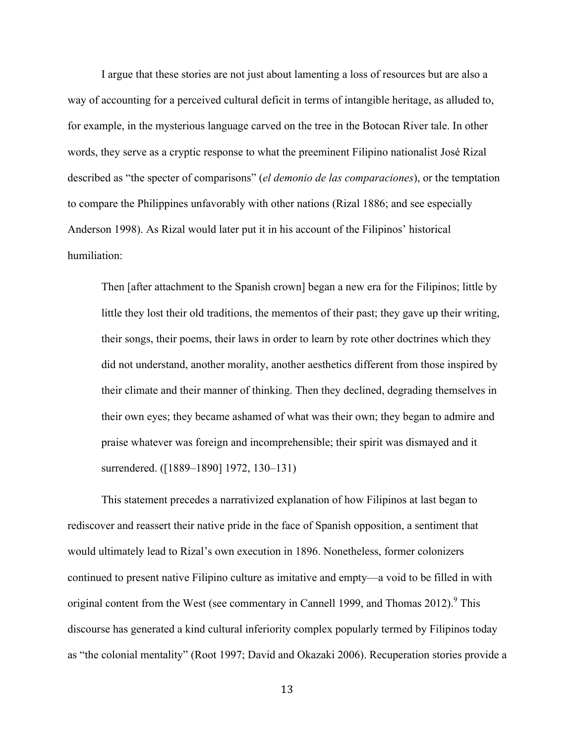I argue that these stories are not just about lamenting a loss of resources but are also a way of accounting for a perceived cultural deficit in terms of intangible heritage, as alluded to, for example, in the mysterious language carved on the tree in the Botocan River tale. In other words, they serve as a cryptic response to what the preeminent Filipino nationalist José Rizal described as "the specter of comparisons" (*el demonio de las comparaciones*), or the temptation to compare the Philippines unfavorably with other nations (Rizal 1886; and see especially Anderson 1998). As Rizal would later put it in his account of the Filipinos' historical humiliation:

> Then [after attachment to the Spanish crown] began a new era for the Filipinos; little by little they lost their old traditions, the mementos of their past; they gave up their writing, their songs, their poems, their laws in order to learn by rote other doctrines which they did not understand, another morality, another aesthetics different from those inspired by their climate and their manner of thinking. Then they declined, degrading themselves in their own eyes; they became ashamed of what was their own; they began to admire and praise whatever was foreign and incomprehensible; their spirit was dismayed and it surrendered. ([1889–1890] 1972, 130–131)

This statement precedes a narrativized explanation of how Filipinos at last began to rediscover and reassert their native pride in the face of Spanish opposition, a sentiment that would ultimately lead to Rizal's own execution in 1896. Nonetheless, former colonizers continued to present native Filipino culture as imitative and empty—a void to be filled in with original content from the West (see commentary in Cannell 1999, and Thomas 2012).[9] This discourse has generated a kind cultural inferiority complex popularly termed by Filipinos today as "the colonial mentality" (Root 1997; David and Okazaki 2006). Recuperation stories provide a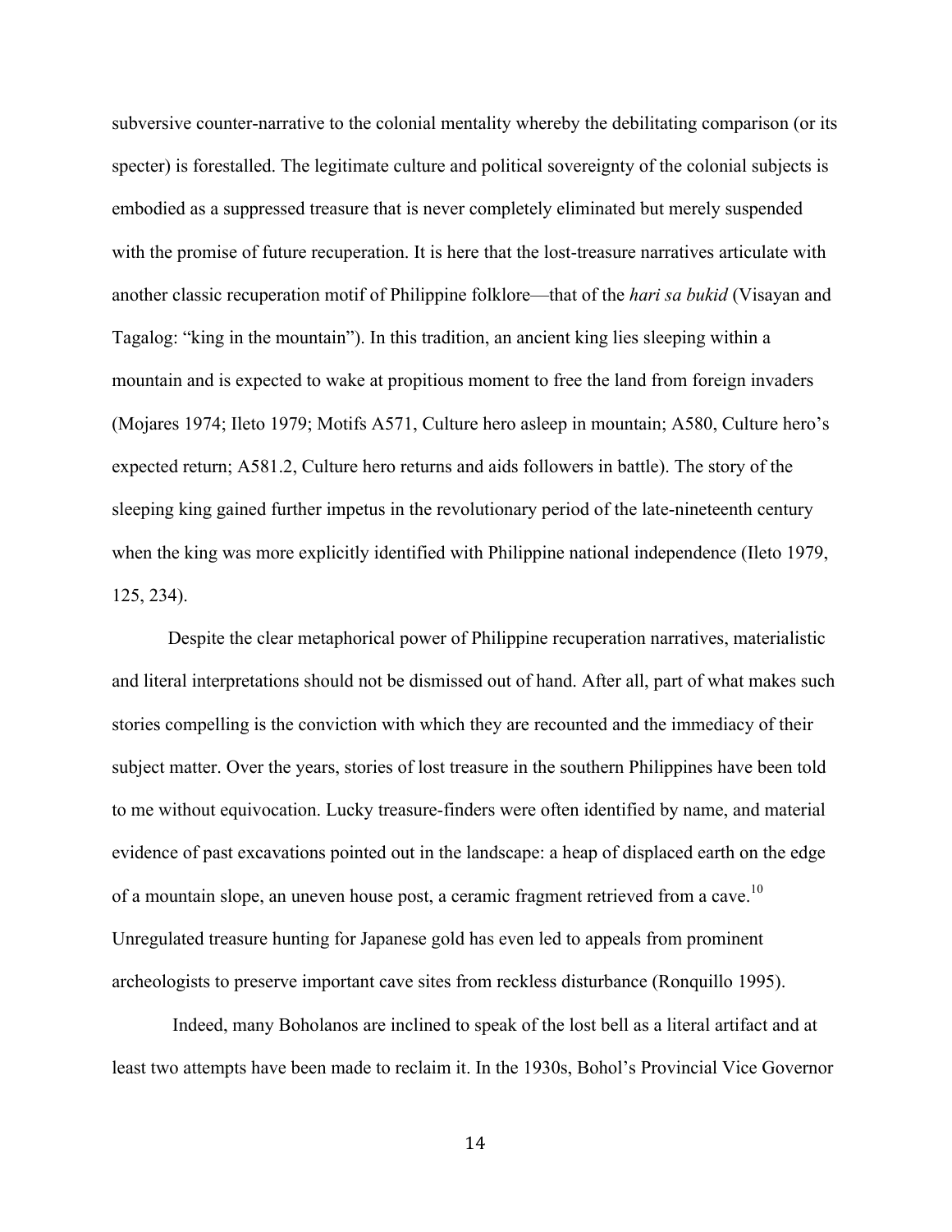subversive counter-narrative to the colonial mentality whereby the debilitating comparison (or its specter) is forestalled. The legitimate culture and political sovereignty of the colonial subjects is embodied as a suppressed treasure that is never completely eliminated but merely suspended with the promise of future recuperation. It is here that the lost-treasure narratives articulate with another classic recuperation motif of Philippine folklore—that of the *hari sa bukid* (Visayan and Tagalog: "king in the mountain"). In this tradition, an ancient king lies sleeping within a mountain and is expected to wake at propitious moment to free the land from foreign invaders (Mojares 1974; Ileto 1979; Motifs A571, Culture hero asleep in mountain; A580, Culture hero's expected return; A581.2, Culture hero returns and aids followers in battle). The story of the sleeping king gained further impetus in the revolutionary period of the late-nineteenth century when the king was more explicitly identified with Philippine national independence (Ileto 1979, 125, 234).

Despite the clear metaphorical power of Philippine recuperation narratives, materialistic and literal interpretations should not be dismissed out of hand. After all, part of what makes such stories compelling is the conviction with which they are recounted and the immediacy of their subject matter. Over the years, stories of lost treasure in the southern Philippines have been told to me without equivocation. Lucky treasure-finders were often identified by name, and material evidence of past excavations pointed out in the landscape: a heap of displaced earth on the edge of a mountain slope, an uneven house post, a ceramic fragment retrieved from a cave.[10] Unregulated treasure hunting for Japanese gold has even led to appeals from prominent archeologists to preserve important cave sites from reckless disturbance (Ronquillo 1995).

Indeed, many Boholanos are inclined to speak of the lost bell as a literal artifact and at least two attempts have been made to reclaim it. In the 1930s, Bohol's Provincial Vice Governor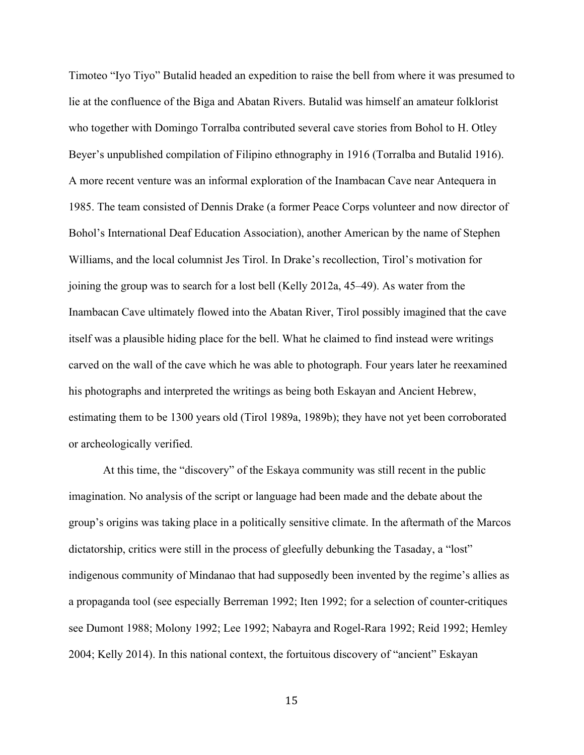Timoteo "Iyo Tiyo" Butalid headed an expedition to raise the bell from where it was presumed to lie at the confluence of the Biga and Abatan Rivers. Butalid was himself an amateur folklorist who together with Domingo Torralba contributed several cave stories from Bohol to H. Otley Beyer's unpublished compilation of Filipino ethnography in 1916 (Torralba and Butalid 1916). A more recent venture was an informal exploration of the Inambacan Cave near Antequera in 1985. The team consisted of Dennis Drake (a former Peace Corps volunteer and now director of Bohol's International Deaf Education Association), another American by the name of Stephen Williams, and the local columnist Jes Tirol. In Drake's recollection, Tirol's motivation for joining the group was to search for a lost bell (Kelly 2012a, 45–49). As water from the Inambacan Cave ultimately flowed into the Abatan River, Tirol possibly imagined that the cave itself was a plausible hiding place for the bell. What he claimed to find instead were writings carved on the wall of the cave which he was able to photograph. Four years later he reexamined his photographs and interpreted the writings as being both Eskayan and Ancient Hebrew, estimating them to be 1300 years old (Tirol 1989a, 1989b); they have not yet been corroborated or archeologically verified.

At this time, the "discovery" of the Eskaya community was still recent in the public imagination. No analysis of the script or language had been made and the debate about the group's origins was taking place in a politically sensitive climate. In the aftermath of the Marcos dictatorship, critics were still in the process of gleefully debunking the Tasaday, a "lost" indigenous community of Mindanao that had supposedly been invented by the regime's allies as a propaganda tool (see especially Berreman 1992; Iten 1992; for a selection of counter-critiques see Dumont 1988; Molony 1992; Lee 1992; Nabayra and Rogel-Rara 1992; Reid 1992; Hemley 2004; Kelly 2014). In this national context, the fortuitous discovery of "ancient" Eskayan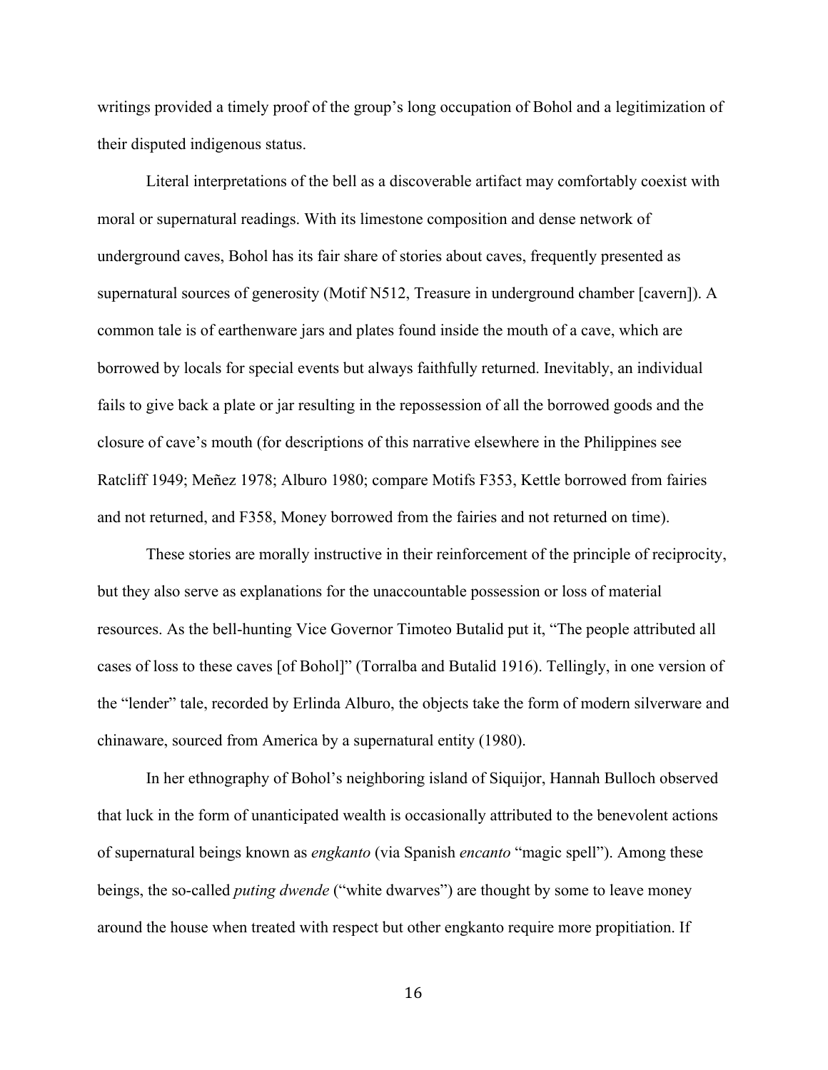writings provided a timely proof of the group's long occupation of Bohol and a legitimization of their disputed indigenous status.

Literal interpretations of the bell as a discoverable artifact may comfortably coexist with moral or supernatural readings. With its limestone composition and dense network of underground caves, Bohol has its fair share of stories about caves, frequently presented as supernatural sources of generosity (Motif N512, Treasure in underground chamber [cavern]). A common tale is of earthenware jars and plates found inside the mouth of a cave, which are borrowed by locals for special events but always faithfully returned. Inevitably, an individual fails to give back a plate or jar resulting in the repossession of all the borrowed goods and the closure of cave's mouth (for descriptions of this narrative elsewhere in the Philippines see Ratcliff 1949; Meñez 1978; Alburo 1980; compare Motifs F353, Kettle borrowed from fairies and not returned, and F358, Money borrowed from the fairies and not returned on time).

These stories are morally instructive in their reinforcement of the principle of reciprocity, but they also serve as explanations for the unaccountable possession or loss of material resources. As the bell-hunting Vice Governor Timoteo Butalid put it, "The people attributed all cases of loss to these caves [of Bohol]" (Torralba and Butalid 1916). Tellingly, in one version of the "lender" tale, recorded by Erlinda Alburo, the objects take the form of modern silverware and chinaware, sourced from America by a supernatural entity (1980).

In her ethnography of Bohol's neighboring island of Siquijor, Hannah Bulloch observed that luck in the form of unanticipated wealth is occasionally attributed to the benevolent actions of supernatural beings known as *engkanto* (via Spanish *encanto* "magic spell"). Among these beings, the so-called *puting dwende* ("white dwarves") are thought by some to leave money around the house when treated with respect but other engkanto require more propitiation. If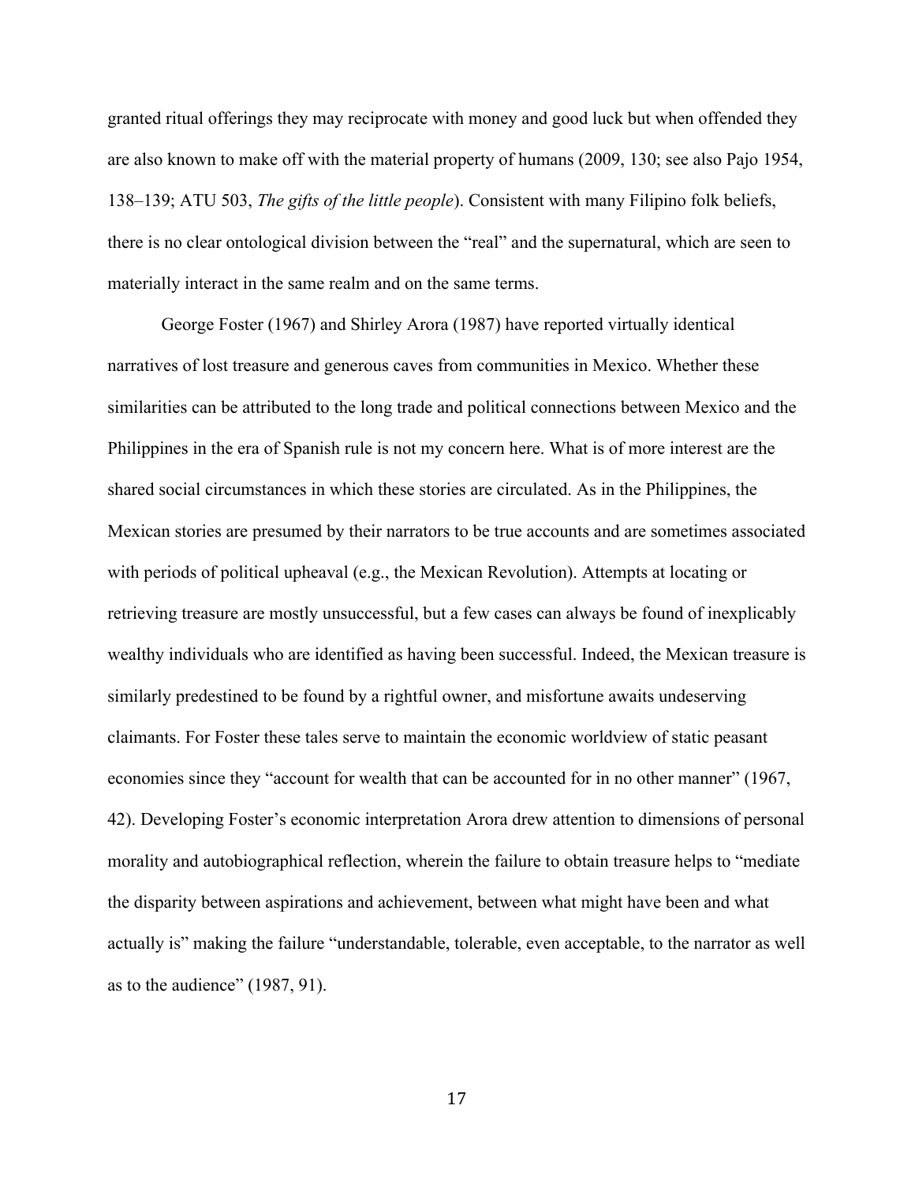granted ritual offerings they may reciprocate with money and good luck but when offended they are also known to make off with the material property of humans (2009, 130; see also Pajo 1954, 138–139; ATU 503, *The gifts of the little people*). Consistent with many Filipino folk beliefs, there is no clear ontological division between the "real" and the supernatural, which are seen to materially interact in the same realm and on the same terms.

George Foster (1967) and Shirley Arora (1987) have reported virtually identical narratives of lost treasure and generous caves from communities in Mexico. Whether these similarities can be attributed to the long trade and political connections between Mexico and the Philippines in the era of Spanish rule is not my concern here. What is of more interest are the shared social circumstances in which these stories are circulated. As in the Philippines, the Mexican stories are presumed by their narrators to be true accounts and are sometimes associated with periods of political upheaval (e.g., the Mexican Revolution). Attempts at locating or retrieving treasure are mostly unsuccessful, but a few cases can always be found of inexplicably wealthy individuals who are identified as having been successful. Indeed, the Mexican treasure is similarly predestined to be found by a rightful owner, and misfortune awaits undeserving claimants. For Foster these tales serve to maintain the economic worldview of static peasant economies since they "account for wealth that can be accounted for in no other manner" (1967, 42). Developing Foster's economic interpretation Arora drew attention to dimensions of personal morality and autobiographical reflection, wherein the failure to obtain treasure helps to "mediate the disparity between aspirations and achievement, between what might have been and what actually is" making the failure "understandable, tolerable, even acceptable, to the narrator as well as to the audience" (1987, 91).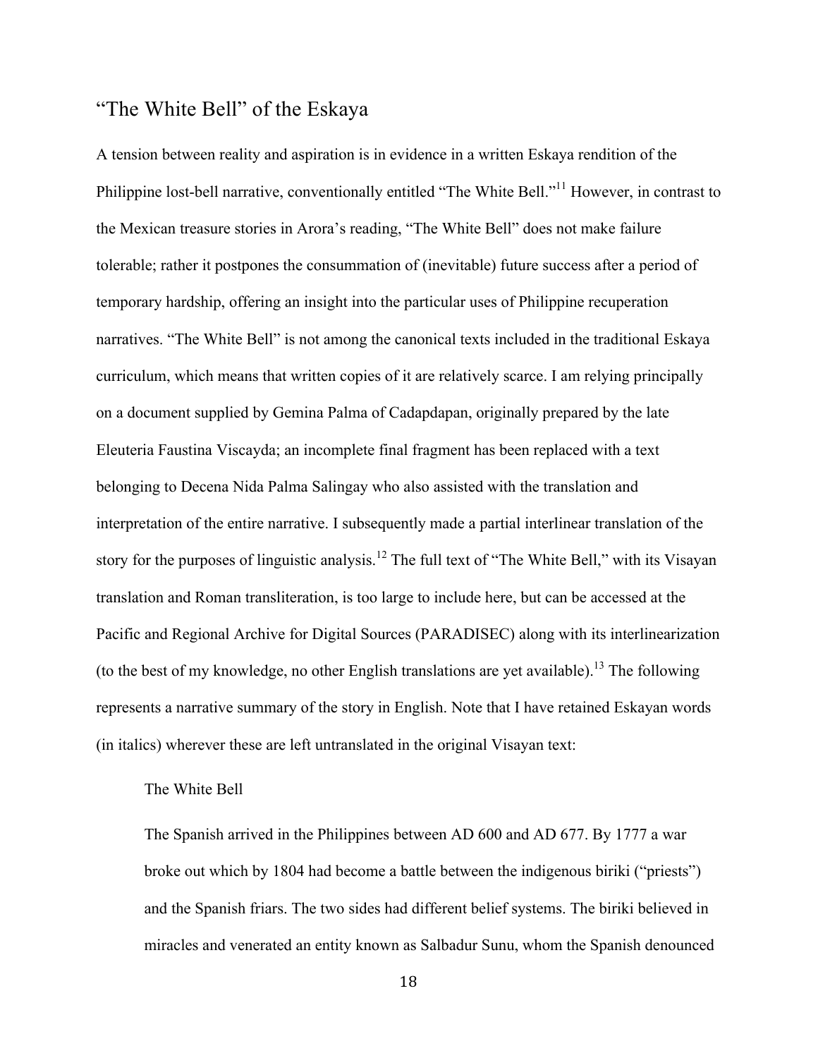## "The White Bell" of the Eskaya

A tension between reality and aspiration is in evidence in a written Eskaya rendition of the Philippine lost-bell narrative, conventionally entitled "The White Bell."[11] However, in contrast to the Mexican treasure stories in Arora's reading, "The White Bell" does not make failure tolerable; rather it postpones the consummation of (inevitable) future success after a period of temporary hardship, offering an insight into the particular uses of Philippine recuperation narratives. "The White Bell" is not among the canonical texts included in the traditional Eskaya curriculum, which means that written copies of it are relatively scarce. I am relying principally on a document supplied by Gemina Palma of Cadapdapan, originally prepared by the late Eleuteria Faustina Viscayda; an incomplete final fragment has been replaced with a text belonging to Decena Nida Palma Salingay who also assisted with the translation and interpretation of the entire narrative. I subsequently made a partial interlinear translation of the story for the purposes of linguistic analysis.[12] The full text of "The White Bell," with its Visayan translation and Roman transliteration, is too large to include here, but can be accessed at the Pacific and Regional Archive for Digital Sources (PARADISEC) along with its interlinearization (to the best of my knowledge, no other English translations are yet available).[13] The following represents a narrative summary of the story in English. Note that I have retained Eskayan words (in italics) wherever these are left untranslated in the original Visayan text:

> The White Bell
>
> The Spanish arrived in the Philippines between AD 600 and AD 677. By 1777 a war broke out which by 1804 had become a battle between the indigenous biriki ("priests") and the Spanish friars. The two sides had different belief systems. The biriki believed in miracles and venerated an entity known as Salbadur Sunu, whom the Spanish denounced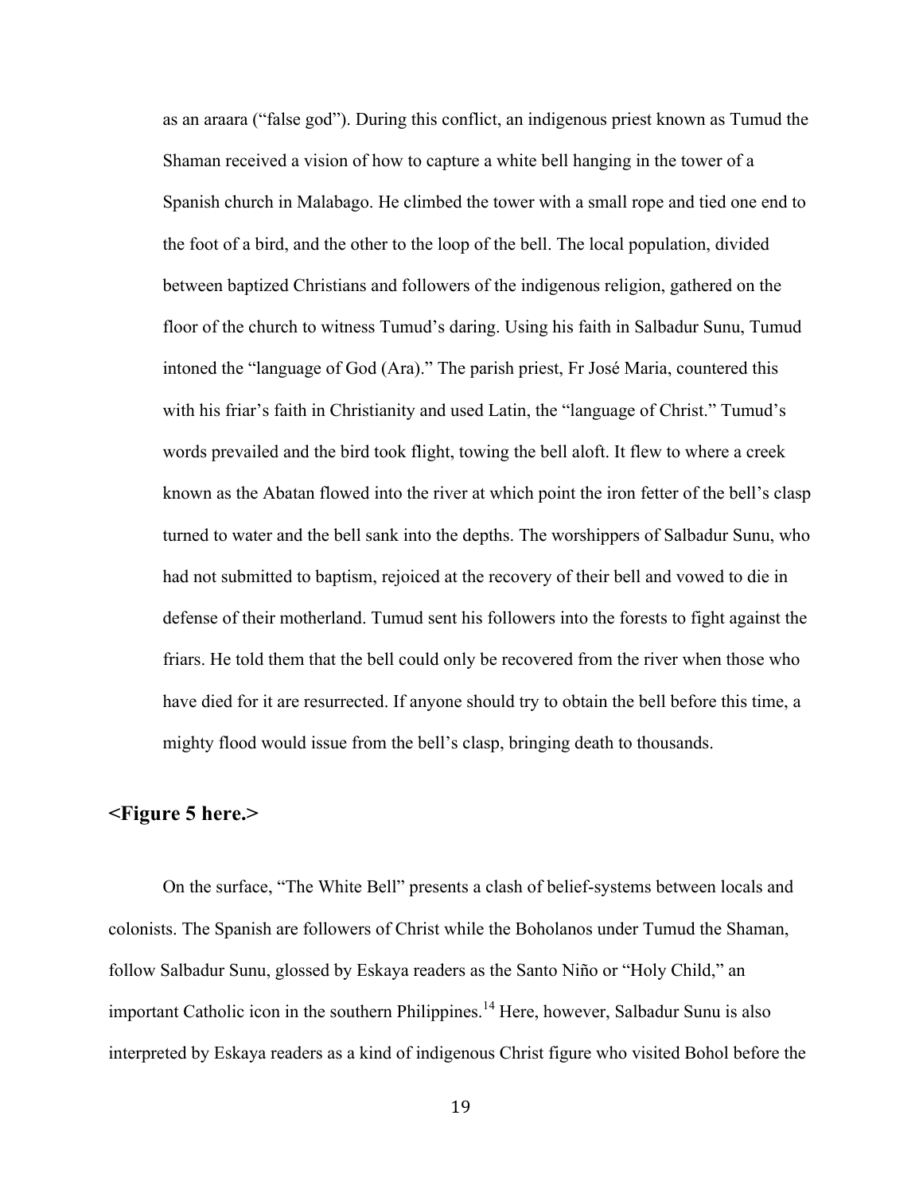as an araara ("false god"). During this conflict, an indigenous priest known as Tumud the Shaman received a vision of how to capture a white bell hanging in the tower of a Spanish church in Malabago. He climbed the tower with a small rope and tied one end to the foot of a bird, and the other to the loop of the bell. The local population, divided between baptized Christians and followers of the indigenous religion, gathered on the floor of the church to witness Tumud's daring. Using his faith in Salbadur Sunu, Tumud intoned the "language of God (Ara)." The parish priest, Fr José Maria, countered this with his friar's faith in Christianity and used Latin, the "language of Christ." Tumud's words prevailed and the bird took flight, towing the bell aloft. It flew to where a creek known as the Abatan flowed into the river at which point the iron fetter of the bell's clasp turned to water and the bell sank into the depths. The worshippers of Salbadur Sunu, who had not submitted to baptism, rejoiced at the recovery of their bell and vowed to die in defense of their motherland. Tumud sent his followers into the forests to fight against the friars. He told them that the bell could only be recovered from the river when those who have died for it are resurrected. If anyone should try to obtain the bell before this time, a mighty flood would issue from the bell's clasp, bringing death to thousands.

**<Figure 5 here.>**

On the surface, "The White Bell" presents a clash of belief-systems between locals and colonists. The Spanish are followers of Christ while the Boholanos under Tumud the Shaman, follow Salbadur Sunu, glossed by Eskaya readers as the Santo Niño or "Holy Child," an important Catholic icon in the southern Philippines.[14] Here, however, Salbadur Sunu is also interpreted by Eskaya readers as a kind of indigenous Christ figure who visited Bohol before the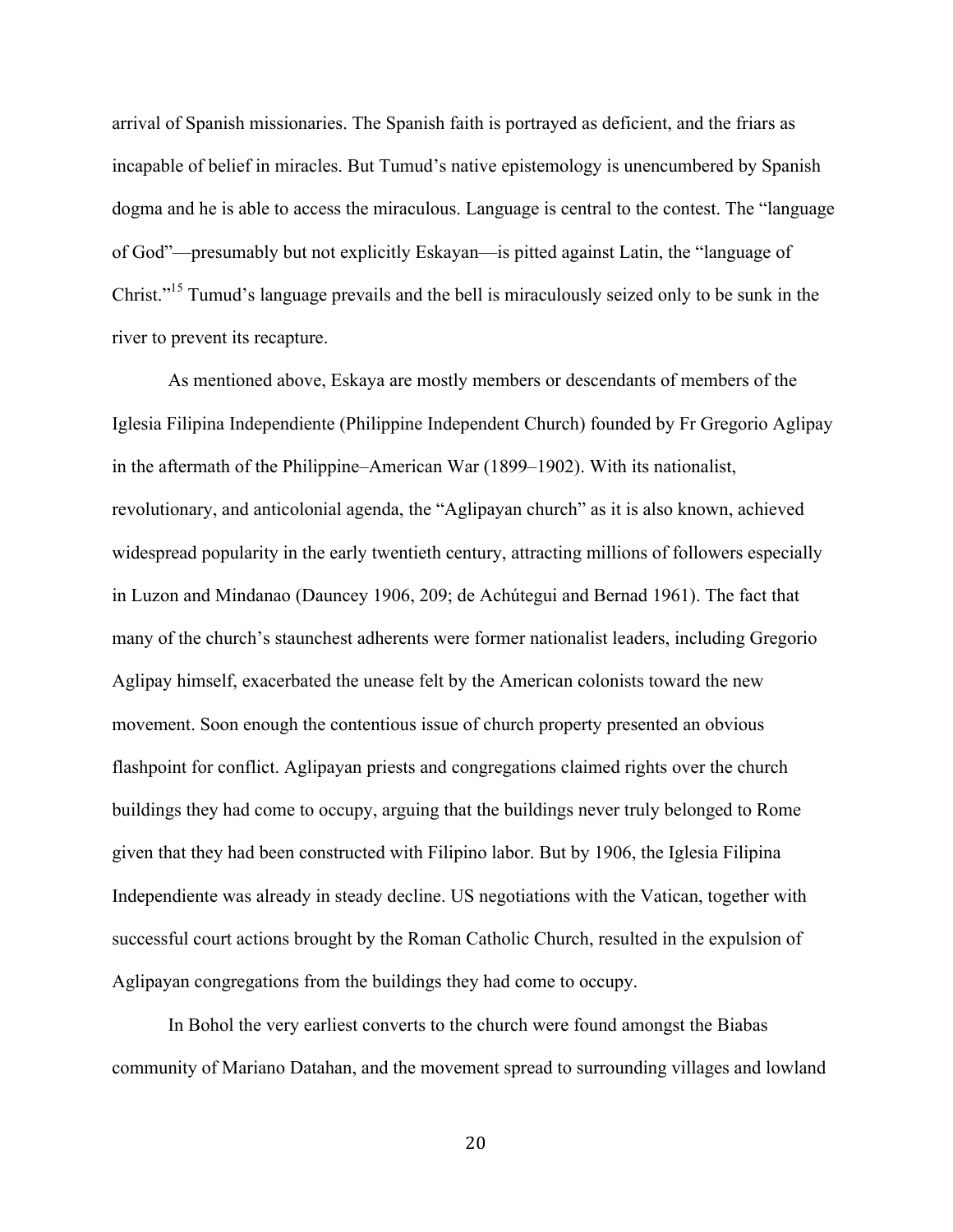arrival of Spanish missionaries. The Spanish faith is portrayed as deficient, and the friars as incapable of belief in miracles. But Tumud's native epistemology is unencumbered by Spanish dogma and he is able to access the miraculous. Language is central to the contest. The "language of God"—presumably but not explicitly Eskayan—is pitted against Latin, the "language of Christ."[15] Tumud's language prevails and the bell is miraculously seized only to be sunk in the river to prevent its recapture.

As mentioned above, Eskaya are mostly members or descendants of members of the Iglesia Filipina Independiente (Philippine Independent Church) founded by Fr Gregorio Aglipay in the aftermath of the Philippine–American War (1899–1902). With its nationalist, revolutionary, and anticolonial agenda, the "Aglipayan church" as it is also known, achieved widespread popularity in the early twentieth century, attracting millions of followers especially in Luzon and Mindanao (Dauncey 1906, 209; de Achútegui and Bernad 1961). The fact that many of the church's staunchest adherents were former nationalist leaders, including Gregorio Aglipay himself, exacerbated the unease felt by the American colonists toward the new movement. Soon enough the contentious issue of church property presented an obvious flashpoint for conflict. Aglipayan priests and congregations claimed rights over the church buildings they had come to occupy, arguing that the buildings never truly belonged to Rome given that they had been constructed with Filipino labor. But by 1906, the Iglesia Filipina Independiente was already in steady decline. US negotiations with the Vatican, together with successful court actions brought by the Roman Catholic Church, resulted in the expulsion of Aglipayan congregations from the buildings they had come to occupy.

In Bohol the very earliest converts to the church were found amongst the Biabas community of Mariano Datahan, and the movement spread to surrounding villages and lowland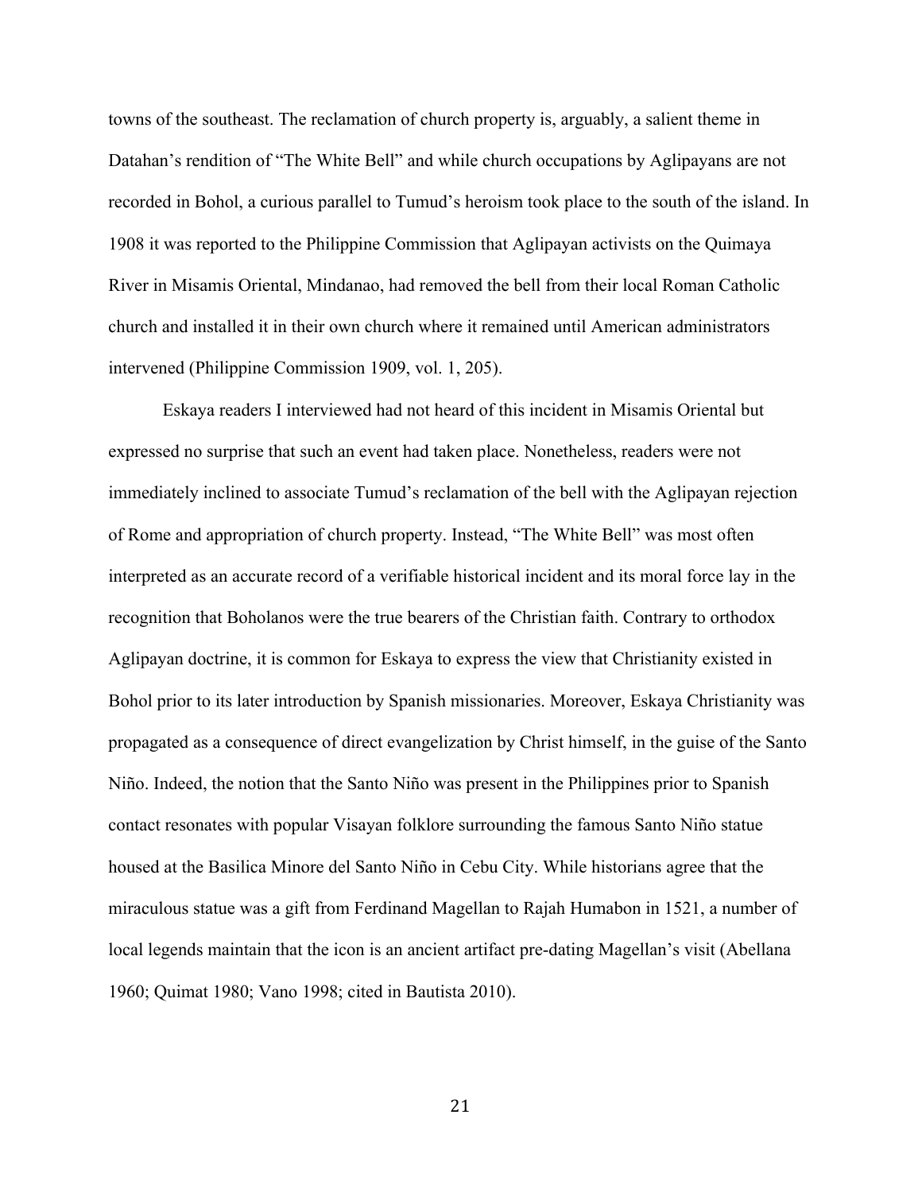towns of the southeast. The reclamation of church property is, arguably, a salient theme in Datahan's rendition of "The White Bell" and while church occupations by Aglipayans are not recorded in Bohol, a curious parallel to Tumud's heroism took place to the south of the island. In 1908 it was reported to the Philippine Commission that Aglipayan activists on the Quimaya River in Misamis Oriental, Mindanao, had removed the bell from their local Roman Catholic church and installed it in their own church where it remained until American administrators intervened (Philippine Commission 1909, vol. 1, 205).

Eskaya readers I interviewed had not heard of this incident in Misamis Oriental but expressed no surprise that such an event had taken place. Nonetheless, readers were not immediately inclined to associate Tumud's reclamation of the bell with the Aglipayan rejection of Rome and appropriation of church property. Instead, "The White Bell" was most often interpreted as an accurate record of a verifiable historical incident and its moral force lay in the recognition that Boholanos were the true bearers of the Christian faith. Contrary to orthodox Aglipayan doctrine, it is common for Eskaya to express the view that Christianity existed in Bohol prior to its later introduction by Spanish missionaries. Moreover, Eskaya Christianity was propagated as a consequence of direct evangelization by Christ himself, in the guise of the Santo Niño. Indeed, the notion that the Santo Niño was present in the Philippines prior to Spanish contact resonates with popular Visayan folklore surrounding the famous Santo Niño statue housed at the Basilica Minore del Santo Niño in Cebu City. While historians agree that the miraculous statue was a gift from Ferdinand Magellan to Rajah Humabon in 1521, a number of local legends maintain that the icon is an ancient artifact pre-dating Magellan's visit (Abellana 1960; Quimat 1980; Vano 1998; cited in Bautista 2010).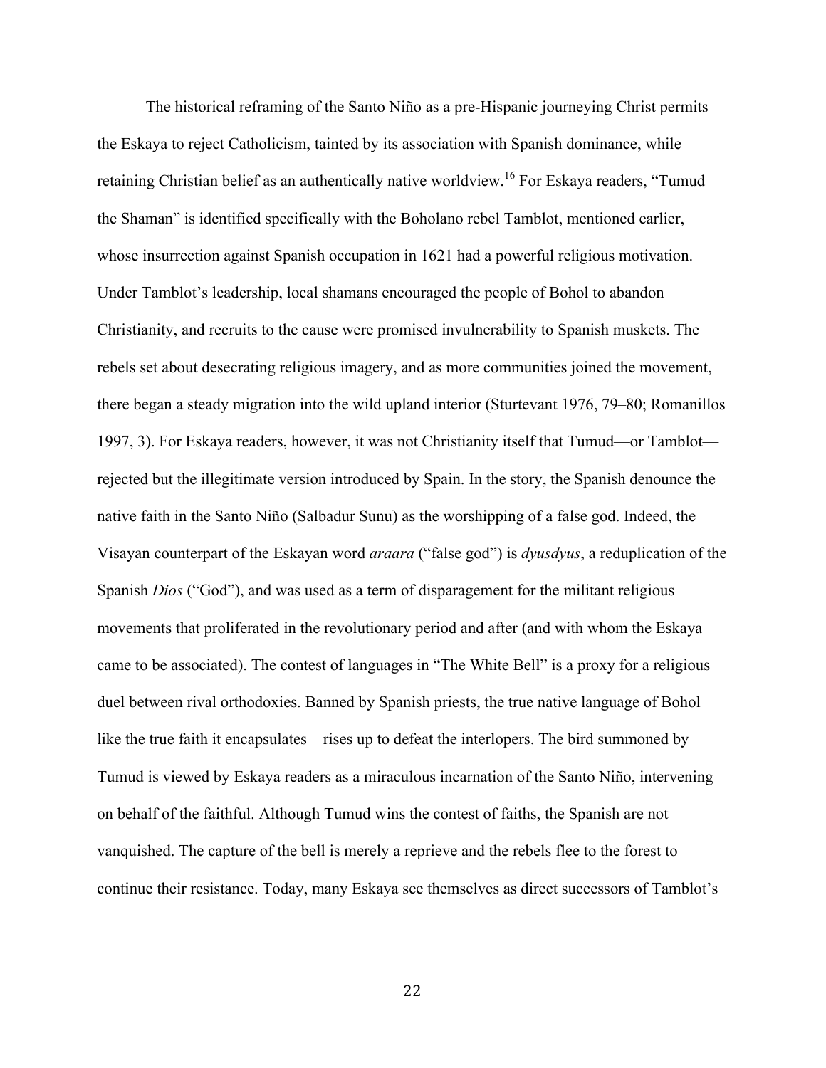The historical reframing of the Santo Niño as a pre-Hispanic journeying Christ permits the Eskaya to reject Catholicism, tainted by its association with Spanish dominance, while retaining Christian belief as an authentically native worldview.[16] For Eskaya readers, "Tumud the Shaman" is identified specifically with the Boholano rebel Tamblot, mentioned earlier, whose insurrection against Spanish occupation in 1621 had a powerful religious motivation. Under Tamblot's leadership, local shamans encouraged the people of Bohol to abandon Christianity, and recruits to the cause were promised invulnerability to Spanish muskets. The rebels set about desecrating religious imagery, and as more communities joined the movement, there began a steady migration into the wild upland interior (Sturtevant 1976, 79–80; Romanillos 1997, 3). For Eskaya readers, however, it was not Christianity itself that Tumud—or Tamblot—rejected but the illegitimate version introduced by Spain. In the story, the Spanish denounce the native faith in the Santo Niño (Salbadur Sunu) as the worshipping of a false god. Indeed, the Visayan counterpart of the Eskayan word *araara* ("false god") is *dyusdyus*, a reduplication of the Spanish *Dios* ("God"), and was used as a term of disparagement for the militant religious movements that proliferated in the revolutionary period and after (and with whom the Eskaya came to be associated). The contest of languages in "The White Bell" is a proxy for a religious duel between rival orthodoxies. Banned by Spanish priests, the true native language of Bohol—like the true faith it encapsulates—rises up to defeat the interlopers. The bird summoned by Tumud is viewed by Eskaya readers as a miraculous incarnation of the Santo Niño, intervening on behalf of the faithful. Although Tumud wins the contest of faiths, the Spanish are not vanquished. The capture of the bell is merely a reprieve and the rebels flee to the forest to continue their resistance. Today, many Eskaya see themselves as direct successors of Tamblot's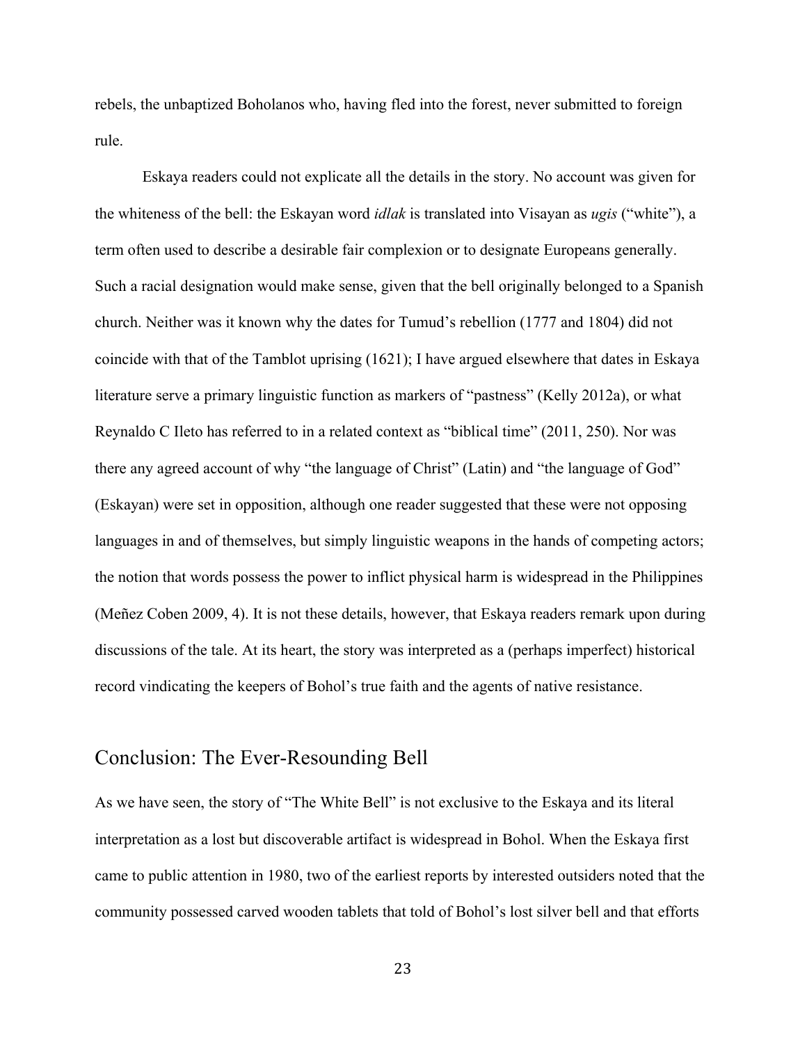rebels, the unbaptized Boholanos who, having fled into the forest, never submitted to foreign rule.

Eskaya readers could not explicate all the details in the story. No account was given for the whiteness of the bell: the Eskayan word *idlak* is translated into Visayan as *ugis* ("white"), a term often used to describe a desirable fair complexion or to designate Europeans generally. Such a racial designation would make sense, given that the bell originally belonged to a Spanish church. Neither was it known why the dates for Tumud's rebellion (1777 and 1804) did not coincide with that of the Tamblot uprising (1621); I have argued elsewhere that dates in Eskaya literature serve a primary linguistic function as markers of "pastness" (Kelly 2012a), or what Reynaldo C Ileto has referred to in a related context as "biblical time" (2011, 250). Nor was there any agreed account of why "the language of Christ" (Latin) and "the language of God" (Eskayan) were set in opposition, although one reader suggested that these were not opposing languages in and of themselves, but simply linguistic weapons in the hands of competing actors; the notion that words possess the power to inflict physical harm is widespread in the Philippines (Meñez Coben 2009, 4). It is not these details, however, that Eskaya readers remark upon during discussions of the tale. At its heart, the story was interpreted as a (perhaps imperfect) historical record vindicating the keepers of Bohol's true faith and the agents of native resistance.

## Conclusion: The Ever-Resounding Bell

As we have seen, the story of "The White Bell" is not exclusive to the Eskaya and its literal interpretation as a lost but discoverable artifact is widespread in Bohol. When the Eskaya first came to public attention in 1980, two of the earliest reports by interested outsiders noted that the community possessed carved wooden tablets that told of Bohol's lost silver bell and that efforts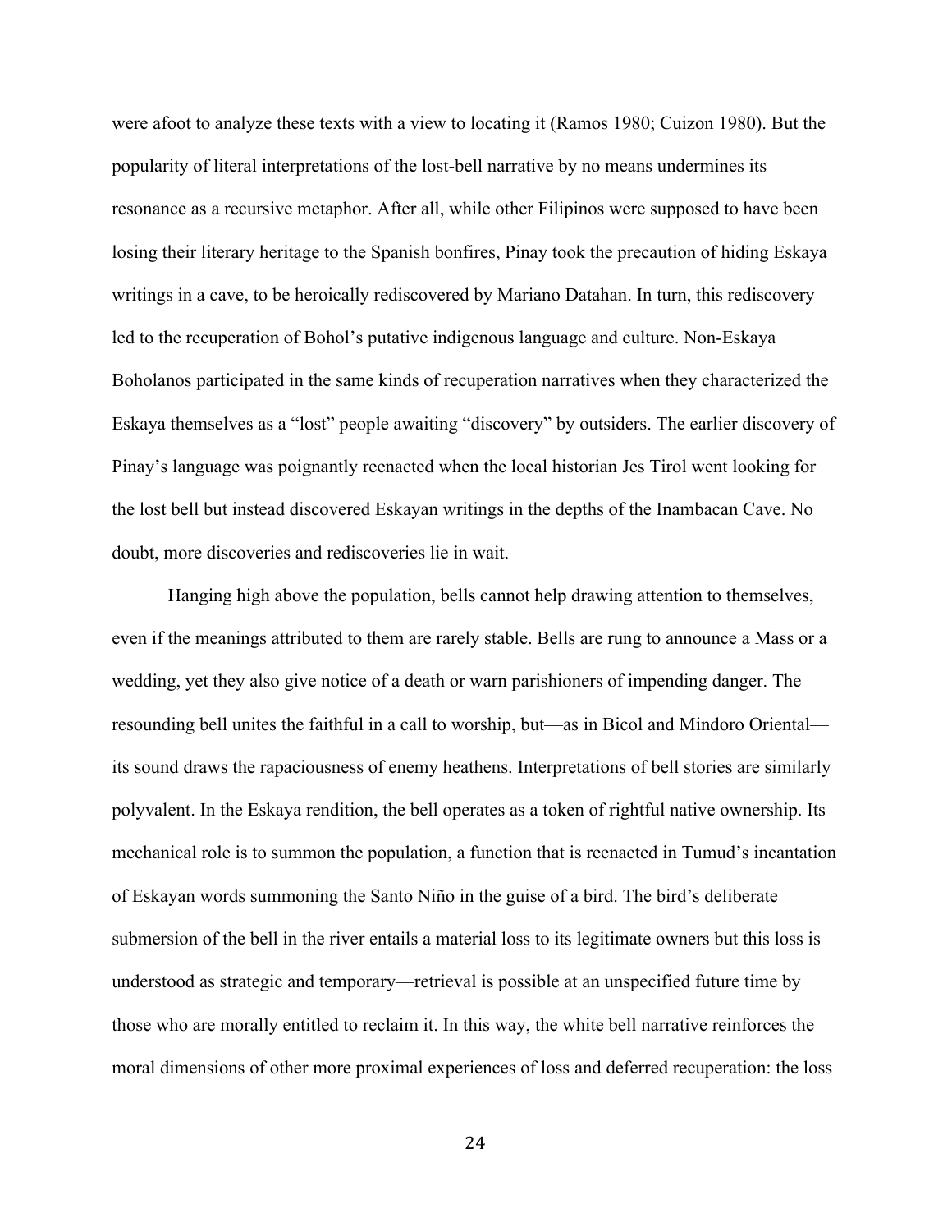were afoot to analyze these texts with a view to locating it (Ramos 1980; Cuizon 1980). But the popularity of literal interpretations of the lost-bell narrative by no means undermines its resonance as a recursive metaphor. After all, while other Filipinos were supposed to have been losing their literary heritage to the Spanish bonfires, Pinay took the precaution of hiding Eskaya writings in a cave, to be heroically rediscovered by Mariano Datahan. In turn, this rediscovery led to the recuperation of Bohol's putative indigenous language and culture. Non-Eskaya Boholanos participated in the same kinds of recuperation narratives when they characterized the Eskaya themselves as a "lost" people awaiting "discovery" by outsiders. The earlier discovery of Pinay's language was poignantly reenacted when the local historian Jes Tirol went looking for the lost bell but instead discovered Eskayan writings in the depths of the Inambacan Cave. No doubt, more discoveries and rediscoveries lie in wait.

Hanging high above the population, bells cannot help drawing attention to themselves, even if the meanings attributed to them are rarely stable. Bells are rung to announce a Mass or a wedding, yet they also give notice of a death or warn parishioners of impending danger. The resounding bell unites the faithful in a call to worship, but—as in Bicol and Mindoro Oriental—its sound draws the rapaciousness of enemy heathens. Interpretations of bell stories are similarly polyvalent. In the Eskaya rendition, the bell operates as a token of rightful native ownership. Its mechanical role is to summon the population, a function that is reenacted in Tumud's incantation of Eskayan words summoning the Santo Niño in the guise of a bird. The bird's deliberate submersion of the bell in the river entails a material loss to its legitimate owners but this loss is understood as strategic and temporary—retrieval is possible at an unspecified future time by those who are morally entitled to reclaim it. In this way, the white bell narrative reinforces the moral dimensions of other more proximal experiences of loss and deferred recuperation: the loss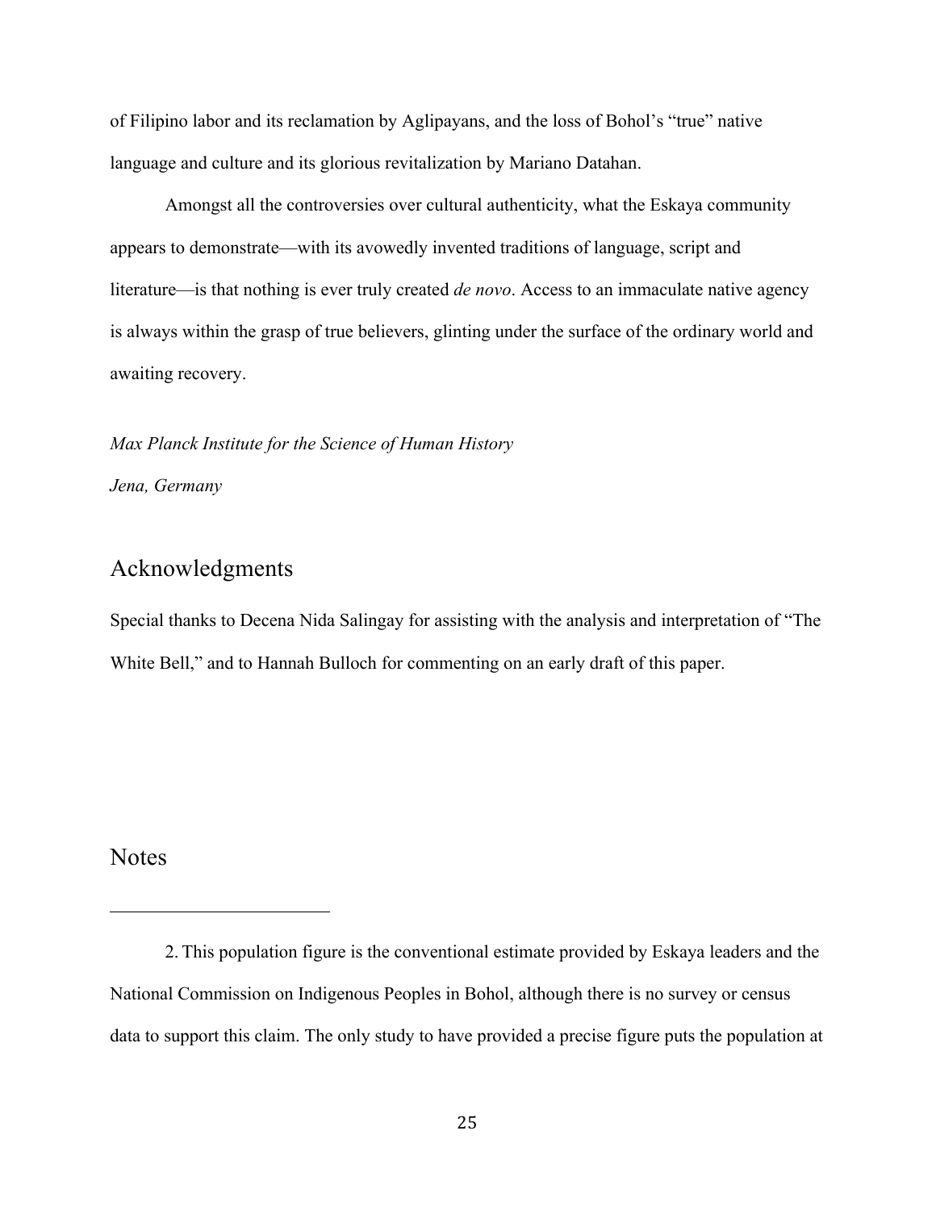of Filipino labor and its reclamation by Aglipayans, and the loss of Bohol's "true" native language and culture and its glorious revitalization by Mariano Datahan.

Amongst all the controversies over cultural authenticity, what the Eskaya community appears to demonstrate—with its avowedly invented traditions of language, script and literature—is that nothing is ever truly created *de novo*. Access to an immaculate native agency is always within the grasp of true believers, glinting under the surface of the ordinary world and awaiting recovery.

*Max Planck Institute for the Science of Human History*
*Jena, Germany*

## Acknowledgments

Special thanks to Decena Nida Salingay for assisting with the analysis and interpretation of "The White Bell," and to Hannah Bulloch for commenting on an early draft of this paper.

## Notes

2. This population figure is the conventional estimate provided by Eskaya leaders and the National Commission on Indigenous Peoples in Bohol, although there is no survey or census data to support this claim. The only study to have provided a precise figure puts the population at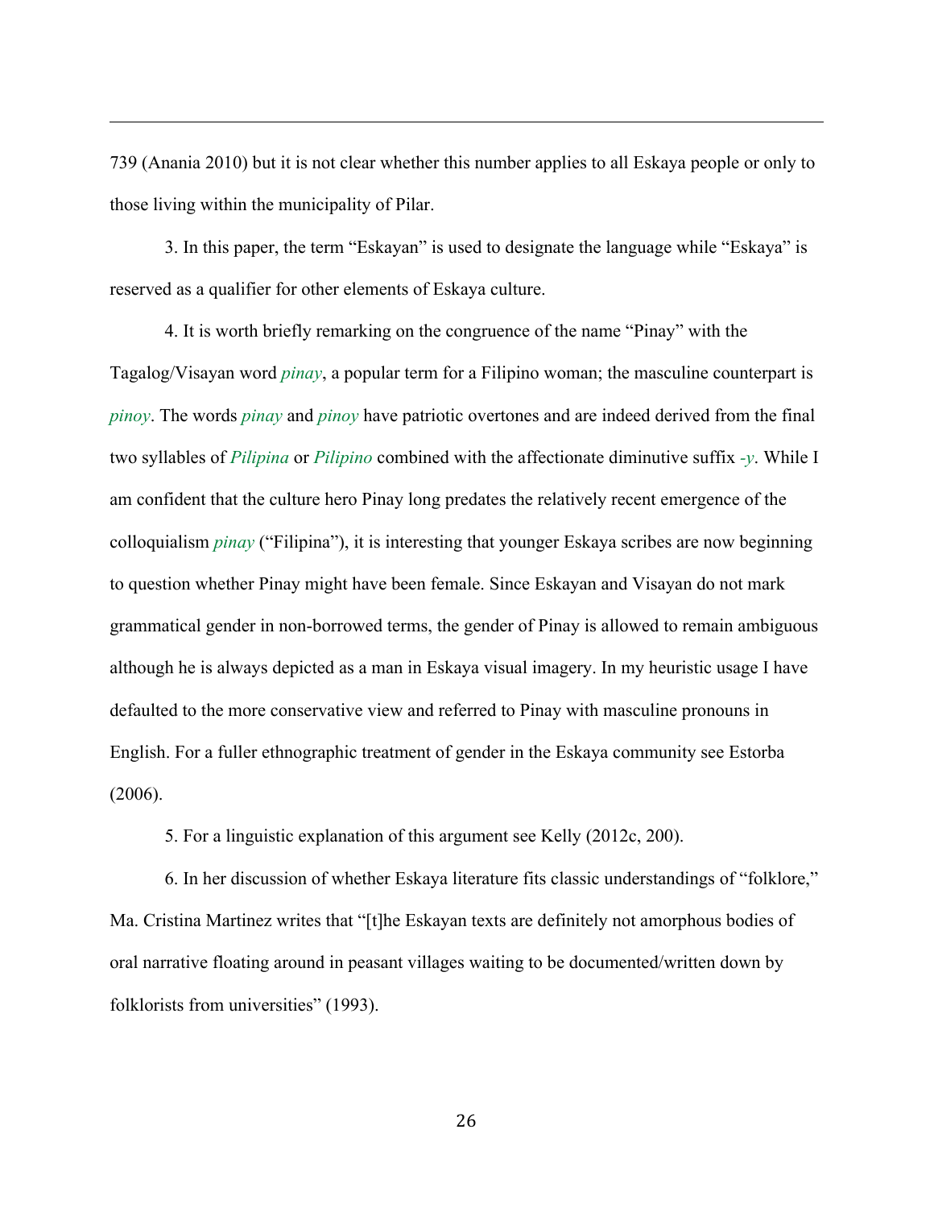739 (Anania 2010) but it is not clear whether this number applies to all Eskaya people or only to those living within the municipality of Pilar.

3. In this paper, the term "Eskayan" is used to designate the language while "Eskaya" is reserved as a qualifier for other elements of Eskaya culture.

4. It is worth briefly remarking on the congruence of the name "Pinay" with the Tagalog/Visayan word *pinay*, a popular term for a Filipino woman; the masculine counterpart is *pinoy*. The words *pinay* and *pinoy* have patriotic overtones and are indeed derived from the final two syllables of *Pilipina* or *Pilipino* combined with the affectionate diminutive suffix *-y*. While I am confident that the culture hero Pinay long predates the relatively recent emergence of the colloquialism *pinay* ("Filipina"), it is interesting that younger Eskaya scribes are now beginning to question whether Pinay might have been female. Since Eskayan and Visayan do not mark grammatical gender in non-borrowed terms, the gender of Pinay is allowed to remain ambiguous although he is always depicted as a man in Eskaya visual imagery. In my heuristic usage I have defaulted to the more conservative view and referred to Pinay with masculine pronouns in English. For a fuller ethnographic treatment of gender in the Eskaya community see Estorba (2006).

5. For a linguistic explanation of this argument see Kelly (2012c, 200).

6. In her discussion of whether Eskaya literature fits classic understandings of "folklore," Ma. Cristina Martinez writes that "[t]he Eskayan texts are definitely not amorphous bodies of oral narrative floating around in peasant villages waiting to be documented/written down by folklorists from universities" (1993).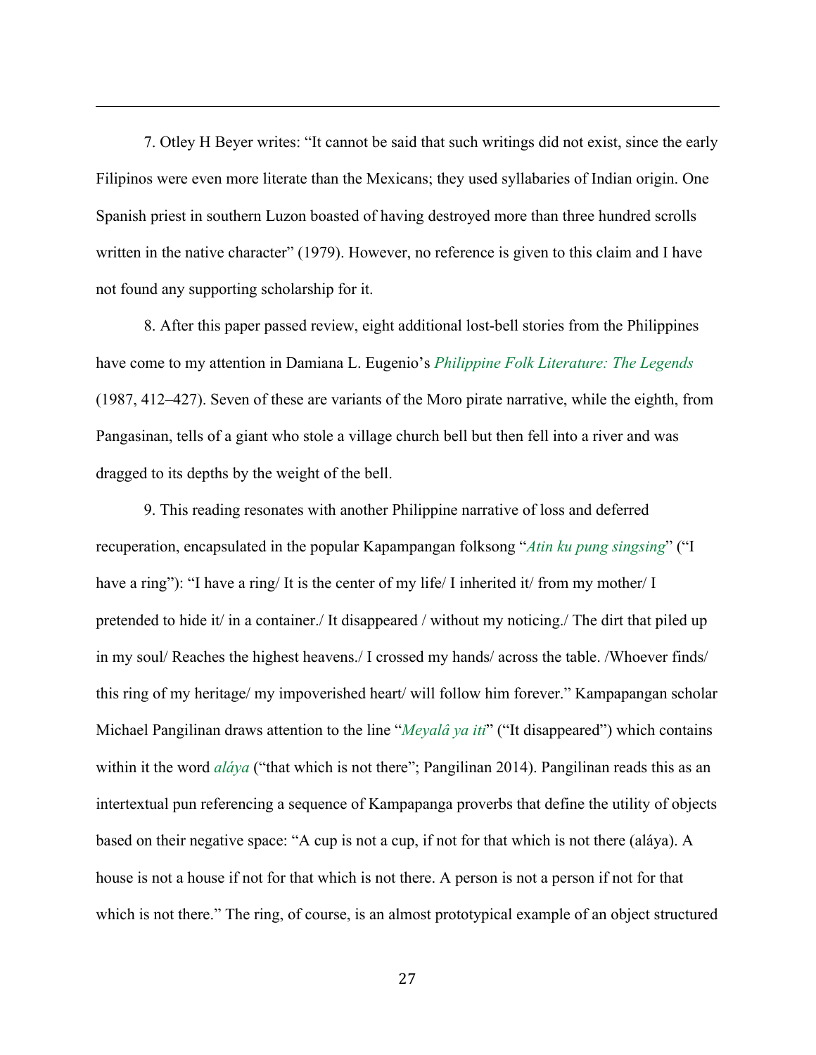7. Otley H Beyer writes: "It cannot be said that such writings did not exist, since the early Filipinos were even more literate than the Mexicans; they used syllabaries of Indian origin. One Spanish priest in southern Luzon boasted of having destroyed more than three hundred scrolls written in the native character" (1979). However, no reference is given to this claim and I have not found any supporting scholarship for it.

8. After this paper passed review, eight additional lost-bell stories from the Philippines have come to my attention in Damiana L. Eugenio's *Philippine Folk Literature: The Legends* (1987, 412–427). Seven of these are variants of the Moro pirate narrative, while the eighth, from Pangasinan, tells of a giant who stole a village church bell but then fell into a river and was dragged to its depths by the weight of the bell.

9. This reading resonates with another Philippine narrative of loss and deferred recuperation, encapsulated in the popular Kapampangan folksong "*Atin ku pung singsing*" ("I have a ring"): "I have a ring/ It is the center of my life/ I inherited it/ from my mother/ I pretended to hide it/ in a container./ It disappeared / without my noticing./ The dirt that piled up in my soul/ Reaches the highest heavens./ I crossed my hands/ across the table. /Whoever finds/ this ring of my heritage/ my impoverished heart/ will follow him forever." Kampapangan scholar Michael Pangilinan draws attention to the line "*Meyalâ ya iti*" ("It disappeared") which contains within it the word *aláya* ("that which is not there"; Pangilinan 2014). Pangilinan reads this as an intertextual pun referencing a sequence of Kampapanga proverbs that define the utility of objects based on their negative space: "A cup is not a cup, if not for that which is not there (aláya). A house is not a house if not for that which is not there. A person is not a person if not for that which is not there." The ring, of course, is an almost prototypical example of an object structured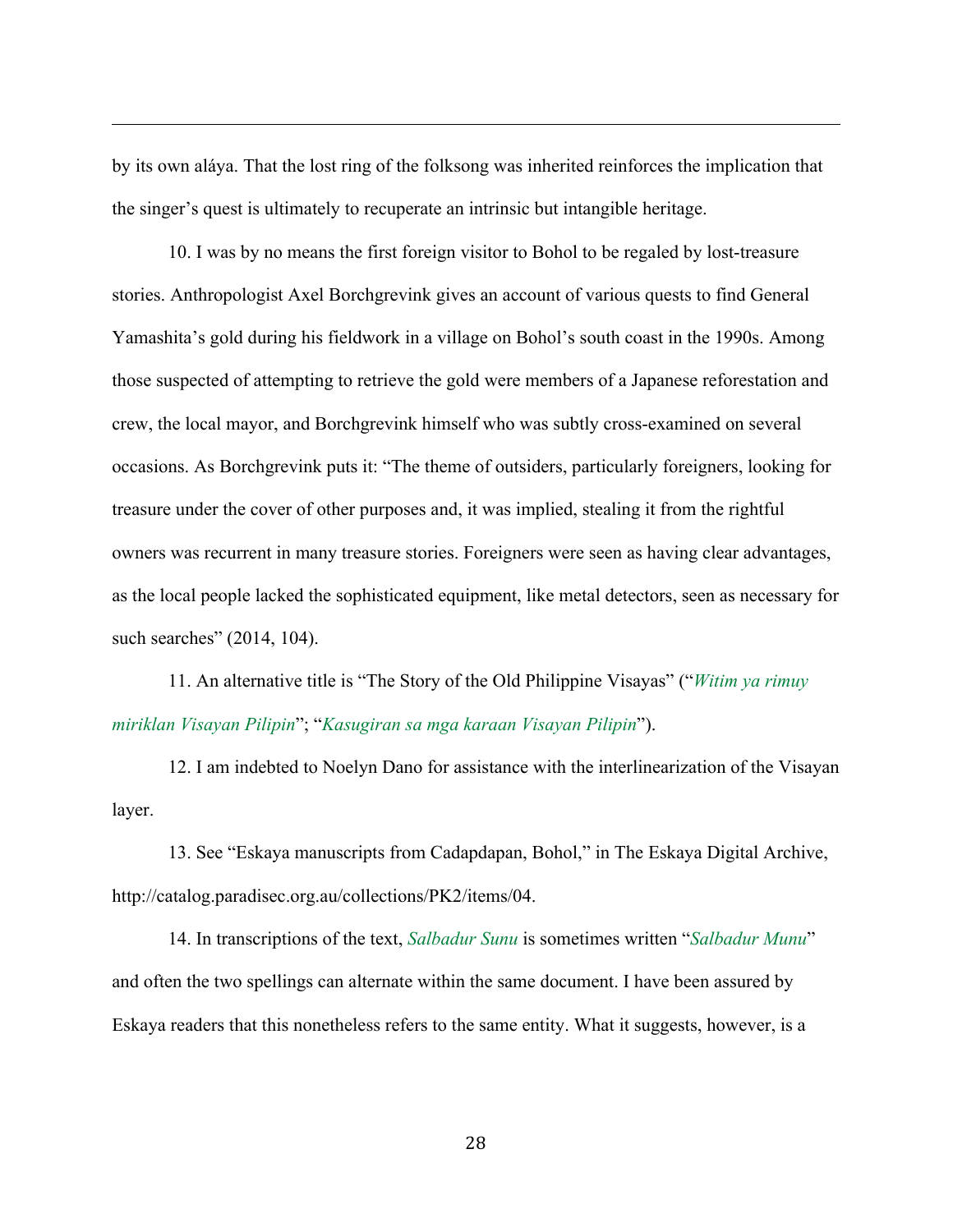by its own aláya. That the lost ring of the folksong was inherited reinforces the implication that the singer's quest is ultimately to recuperate an intrinsic but intangible heritage.

10. I was by no means the first foreign visitor to Bohol to be regaled by lost-treasure stories. Anthropologist Axel Borchgrevink gives an account of various quests to find General Yamashita's gold during his fieldwork in a village on Bohol's south coast in the 1990s. Among those suspected of attempting to retrieve the gold were members of a Japanese reforestation and crew, the local mayor, and Borchgrevink himself who was subtly cross-examined on several occasions. As Borchgrevink puts it: "The theme of outsiders, particularly foreigners, looking for treasure under the cover of other purposes and, it was implied, stealing it from the rightful owners was recurrent in many treasure stories. Foreigners were seen as having clear advantages, as the local people lacked the sophisticated equipment, like metal detectors, seen as necessary for such searches" (2014, 104).

11. An alternative title is "The Story of the Old Philippine Visayas" ("*Witim ya rimuy miriklan Visayan Pilipin*"; "*Kasugiran sa mga karaan Visayan Pilipin*").

12. I am indebted to Noelyn Dano for assistance with the interlinearization of the Visayan layer.

13. See "Eskaya manuscripts from Cadapdapan, Bohol," in The Eskaya Digital Archive, http://catalog.paradisec.org.au/collections/PK2/items/04.

14. In transcriptions of the text, *Salbadur Sunu* is sometimes written "*Salbadur Munu*" and often the two spellings can alternate within the same document. I have been assured by Eskaya readers that this nonetheless refers to the same entity. What it suggests, however, is a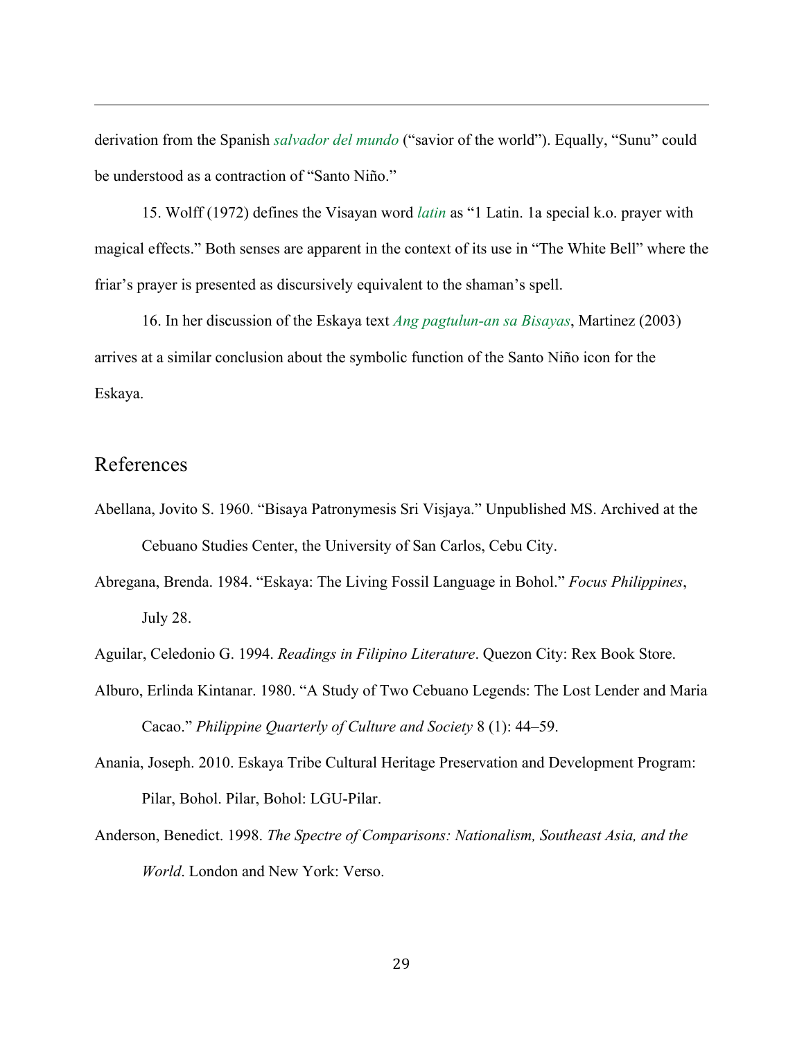derivation from the Spanish *salvador del mundo* ("savior of the world"). Equally, "Sunu" could be understood as a contraction of "Santo Niño."

15. Wolff (1972) defines the Visayan word *latin* as "1 Latin. 1a special k.o. prayer with magical effects." Both senses are apparent in the context of its use in "The White Bell" where the friar's prayer is presented as discursively equivalent to the shaman's spell.

16. In her discussion of the Eskaya text *Ang pagtulun-an sa Bisayas*, Martinez (2003) arrives at a similar conclusion about the symbolic function of the Santo Niño icon for the Eskaya.

## References

Abellana, Jovito S. 1960. "Bisaya Patronymesis Sri Visjaya." Unpublished MS. Archived at the Cebuano Studies Center, the University of San Carlos, Cebu City.

Abregana, Brenda. 1984. "Eskaya: The Living Fossil Language in Bohol." *Focus Philippines*, July 28.

Aguilar, Celedonio G. 1994. *Readings in Filipino Literature*. Quezon City: Rex Book Store.

Alburo, Erlinda Kintanar. 1980. "A Study of Two Cebuano Legends: The Lost Lender and Maria Cacao." *Philippine Quarterly of Culture and Society* 8 (1): 44–59.

Anania, Joseph. 2010. Eskaya Tribe Cultural Heritage Preservation and Development Program: Pilar, Bohol. Pilar, Bohol: LGU-Pilar.

Anderson, Benedict. 1998. *The Spectre of Comparisons: Nationalism, Southeast Asia, and the World*. London and New York: Verso.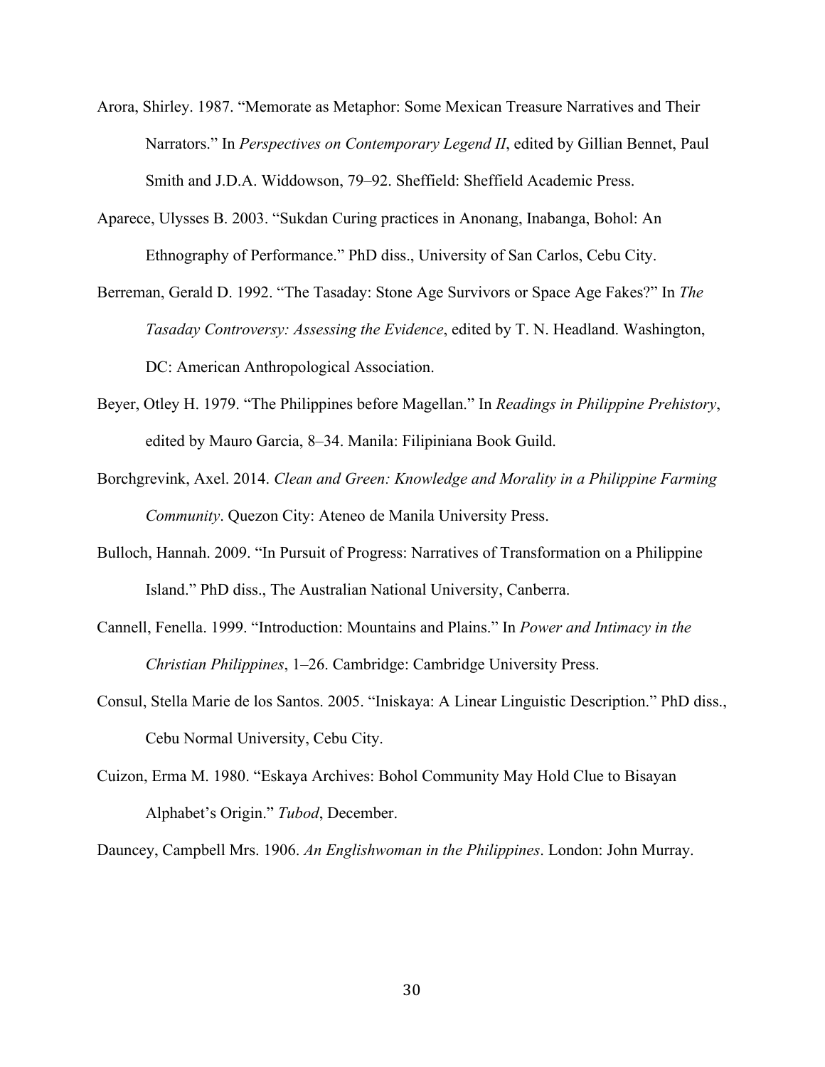Arora, Shirley. 1987. “Memorate as Metaphor: Some Mexican Treasure Narratives and Their Narrators.” In *Perspectives on Contemporary Legend II*, edited by Gillian Bennet, Paul Smith and J.D.A. Widdowson, 79–92. Sheffield: Sheffield Academic Press.

Aparece, Ulysses B. 2003. “Sukdan Curing practices in Anonang, Inabanga, Bohol: An Ethnography of Performance.” PhD diss., University of San Carlos, Cebu City.

Berreman, Gerald D. 1992. “The Tasaday: Stone Age Survivors or Space Age Fakes?” In *The Tasaday Controversy: Assessing the Evidence*, edited by T. N. Headland. Washington, DC: American Anthropological Association.

Beyer, Otley H. 1979. “The Philippines before Magellan.” In *Readings in Philippine Prehistory*, edited by Mauro Garcia, 8–34. Manila: Filipiniana Book Guild.

Borchgrevink, Axel. 2014. *Clean and Green: Knowledge and Morality in a Philippine Farming Community*. Quezon City: Ateneo de Manila University Press.

Bulloch, Hannah. 2009. “In Pursuit of Progress: Narratives of Transformation on a Philippine Island.” PhD diss., The Australian National University, Canberra.

Cannell, Fenella. 1999. “Introduction: Mountains and Plains.” In *Power and Intimacy in the Christian Philippines*, 1–26. Cambridge: Cambridge University Press.

Consul, Stella Marie de los Santos. 2005. “Iniskaya: A Linear Linguistic Description.” PhD diss., Cebu Normal University, Cebu City.

Cuizon, Erma M. 1980. “Eskaya Archives: Bohol Community May Hold Clue to Bisayan Alphabet’s Origin.” *Tubod*, December.

Dauncey, Campbell Mrs. 1906. *An Englishwoman in the Philippines*. London: John Murray.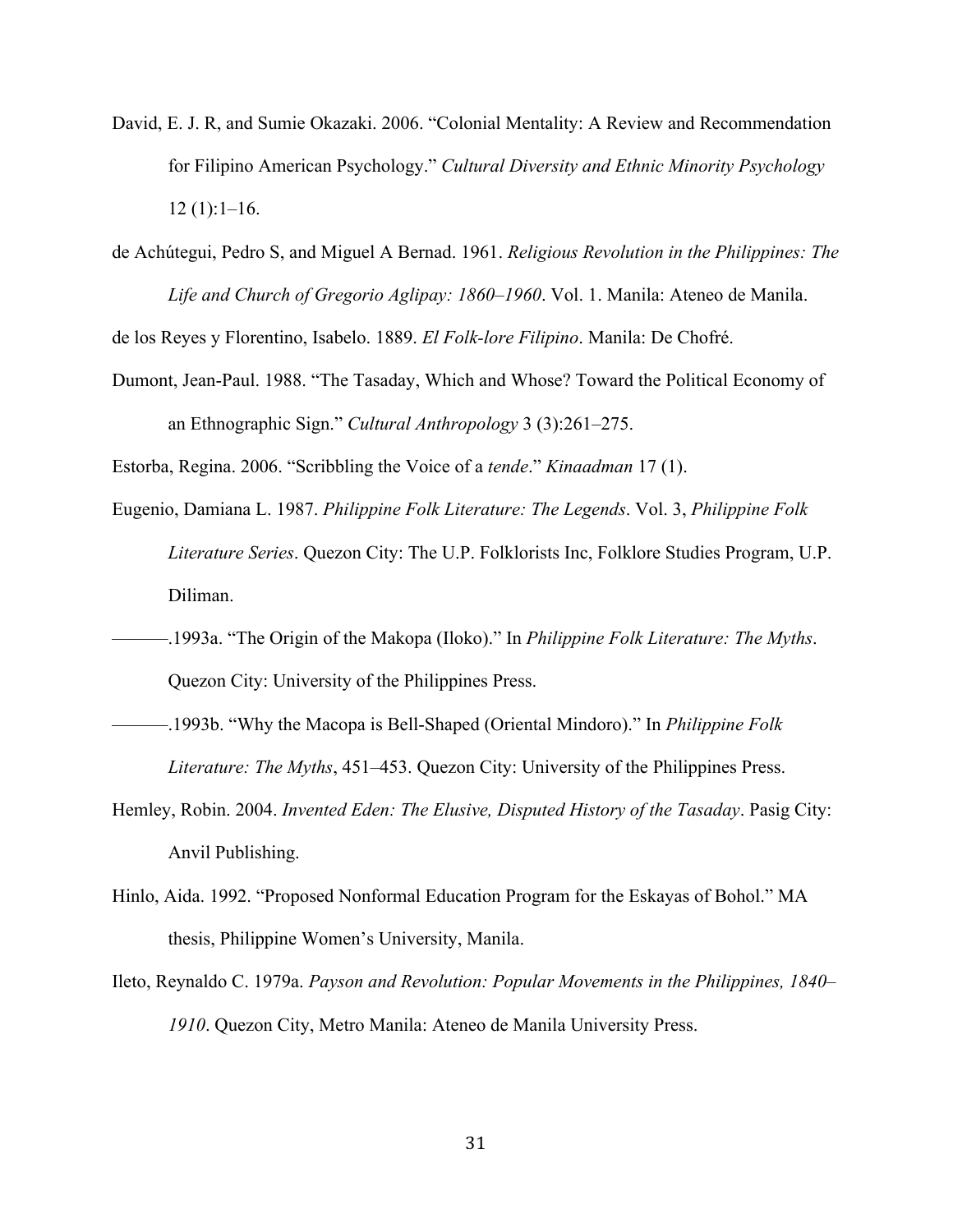David, E. J. R, and Sumie Okazaki. 2006. “Colonial Mentality: A Review and Recommendation for Filipino American Psychology.” *Cultural Diversity and Ethnic Minority Psychology* 12 (1):1–16.

de Achútegui, Pedro S, and Miguel A Bernad. 1961. *Religious Revolution in the Philippines: The Life and Church of Gregorio Aglipay: 1860–1960*. Vol. 1. Manila: Ateneo de Manila.

de los Reyes y Florentino, Isabelo. 1889. *El Folk-lore Filipino*. Manila: De Chofré.

Dumont, Jean-Paul. 1988. “The Tasaday, Which and Whose? Toward the Political Economy of an Ethnographic Sign.” *Cultural Anthropology* 3 (3):261–275.

Estorba, Regina. 2006. “Scribbling the Voice of a *tende*.” *Kinaadman* 17 (1).

Eugenio, Damiana L. 1987. *Philippine Folk Literature: The Legends*. Vol. 3, *Philippine Folk Literature Series*. Quezon City: The U.P. Folklorists Inc, Folklore Studies Program, U.P. Diliman.

———.1993a. “The Origin of the Makopa (Iloko).” In *Philippine Folk Literature: The Myths*. Quezon City: University of the Philippines Press.

———.1993b. “Why the Macopa is Bell-Shaped (Oriental Mindoro).” In *Philippine Folk Literature: The Myths*, 451–453. Quezon City: University of the Philippines Press.

Hemley, Robin. 2004. *Invented Eden: The Elusive, Disputed History of the Tasaday*. Pasig City: Anvil Publishing.

Hinlo, Aida. 1992. “Proposed Nonformal Education Program for the Eskayas of Bohol.” MA thesis, Philippine Women’s University, Manila.

Ileto, Reynaldo C. 1979a. *Payson and Revolution: Popular Movements in the Philippines, 1840–1910*. Quezon City, Metro Manila: Ateneo de Manila University Press.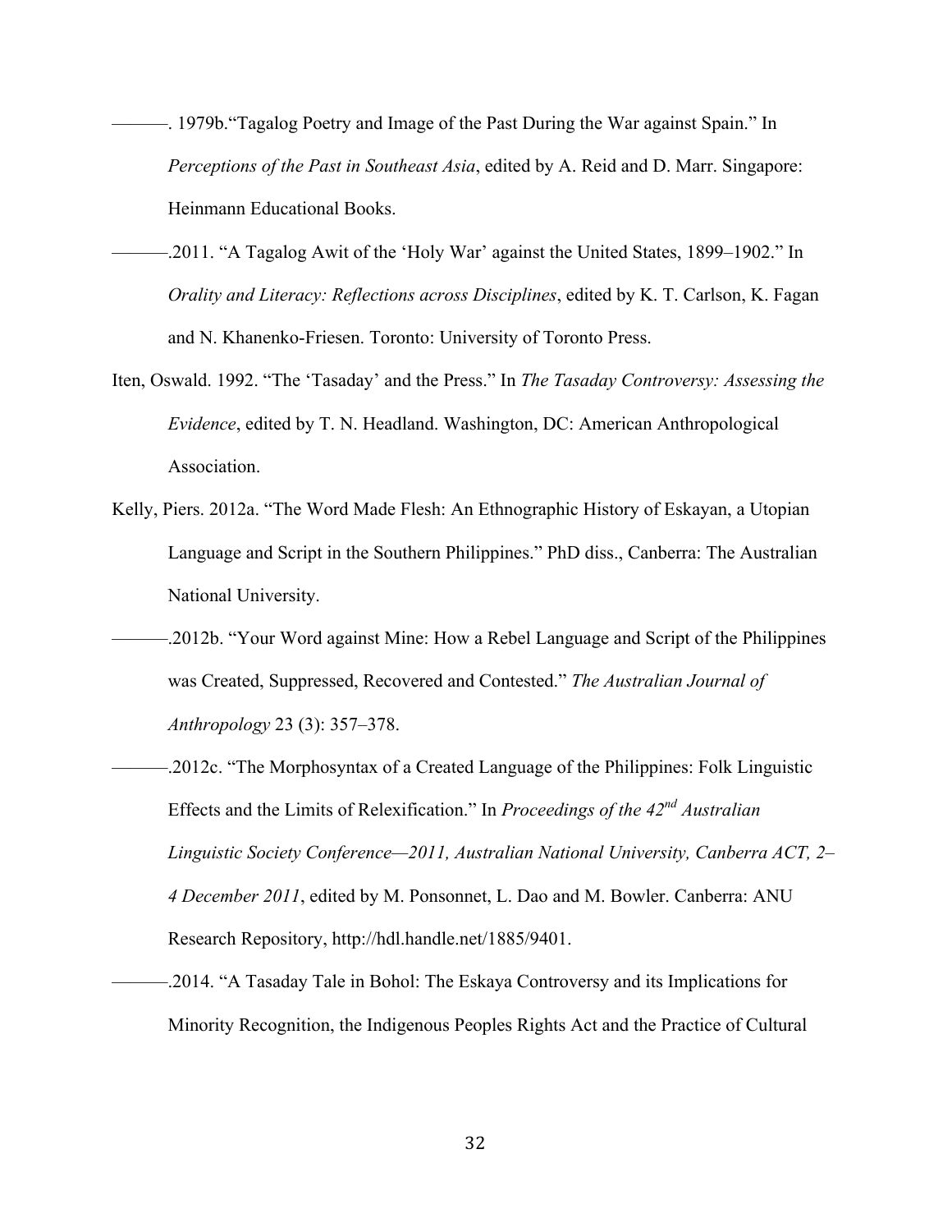———. 1979b.“Tagalog Poetry and Image of the Past During the War against Spain.” In *Perceptions of the Past in Southeast Asia*, edited by A. Reid and D. Marr. Singapore: Heinmann Educational Books.

———.2011. “A Tagalog Awit of the ‘Holy War’ against the United States, 1899–1902.” In *Orality and Literacy: Reflections across Disciplines*, edited by K. T. Carlson, K. Fagan and N. Khanenko-Friesen. Toronto: University of Toronto Press.

Iten, Oswald. 1992. “The ‘Tasaday’ and the Press.” In *The Tasaday Controversy: Assessing the Evidence*, edited by T. N. Headland. Washington, DC: American Anthropological Association.

Kelly, Piers. 2012a. “The Word Made Flesh: An Ethnographic History of Eskayan, a Utopian Language and Script in the Southern Philippines.” PhD diss., Canberra: The Australian National University.

———.2012b. “Your Word against Mine: How a Rebel Language and Script of the Philippines was Created, Suppressed, Recovered and Contested.” *The Australian Journal of Anthropology* 23 (3): 357–378.

———.2012c. “The Morphosyntax of a Created Language of the Philippines: Folk Linguistic Effects and the Limits of Relexification.” In *Proceedings of the 42nd Australian Linguistic Society Conference—2011, Australian National University, Canberra ACT, 2–4 December 2011*, edited by M. Ponsonnet, L. Dao and M. Bowler. Canberra: ANU Research Repository, http://hdl.handle.net/1885/9401.

———.2014. “A Tasaday Tale in Bohol: The Eskaya Controversy and its Implications for Minority Recognition, the Indigenous Peoples Rights Act and the Practice of Cultural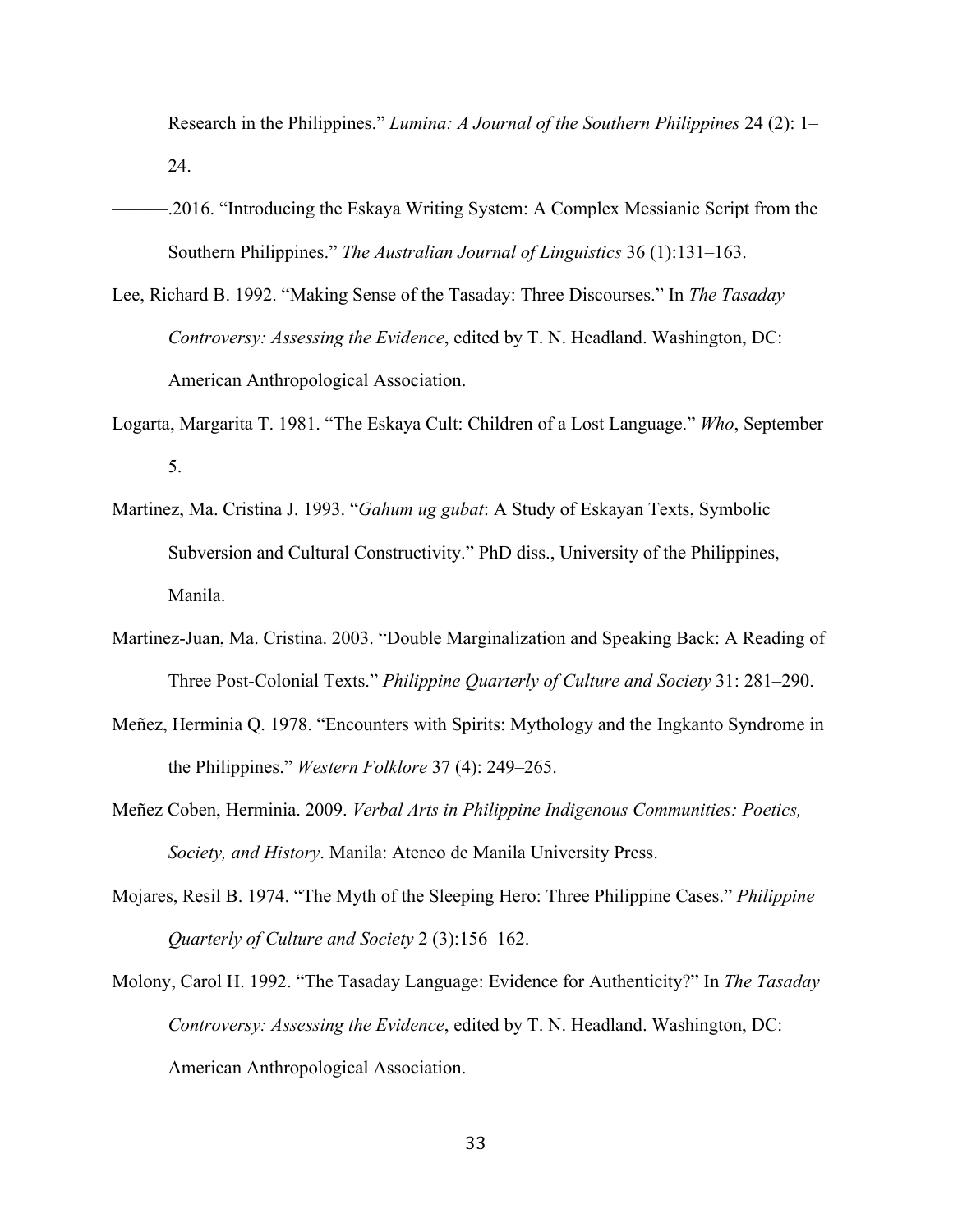Research in the Philippines." *Lumina: A Journal of the Southern Philippines* 24 (2): 1–24.

———.2016. "Introducing the Eskaya Writing System: A Complex Messianic Script from the Southern Philippines." *The Australian Journal of Linguistics* 36 (1):131–163.

Lee, Richard B. 1992. "Making Sense of the Tasaday: Three Discourses." In *The Tasaday Controversy: Assessing the Evidence*, edited by T. N. Headland. Washington, DC: American Anthropological Association.

Logarta, Margarita T. 1981. "The Eskaya Cult: Children of a Lost Language." *Who*, September 5.

Martinez, Ma. Cristina J. 1993. "*Gahum ug gubat*: A Study of Eskayan Texts, Symbolic Subversion and Cultural Constructivity." PhD diss., University of the Philippines, Manila.

Martinez-Juan, Ma. Cristina. 2003. "Double Marginalization and Speaking Back: A Reading of Three Post-Colonial Texts." *Philippine Quarterly of Culture and Society* 31: 281–290.

Meñez, Herminia Q. 1978. "Encounters with Spirits: Mythology and the Ingkanto Syndrome in the Philippines." *Western Folklore* 37 (4): 249–265.

Meñez Coben, Herminia. 2009. *Verbal Arts in Philippine Indigenous Communities: Poetics, Society, and History*. Manila: Ateneo de Manila University Press.

Mojares, Resil B. 1974. "The Myth of the Sleeping Hero: Three Philippine Cases." *Philippine Quarterly of Culture and Society* 2 (3):156–162.

Molony, Carol H. 1992. "The Tasaday Language: Evidence for Authenticity?" In *The Tasaday Controversy: Assessing the Evidence*, edited by T. N. Headland. Washington, DC: American Anthropological Association.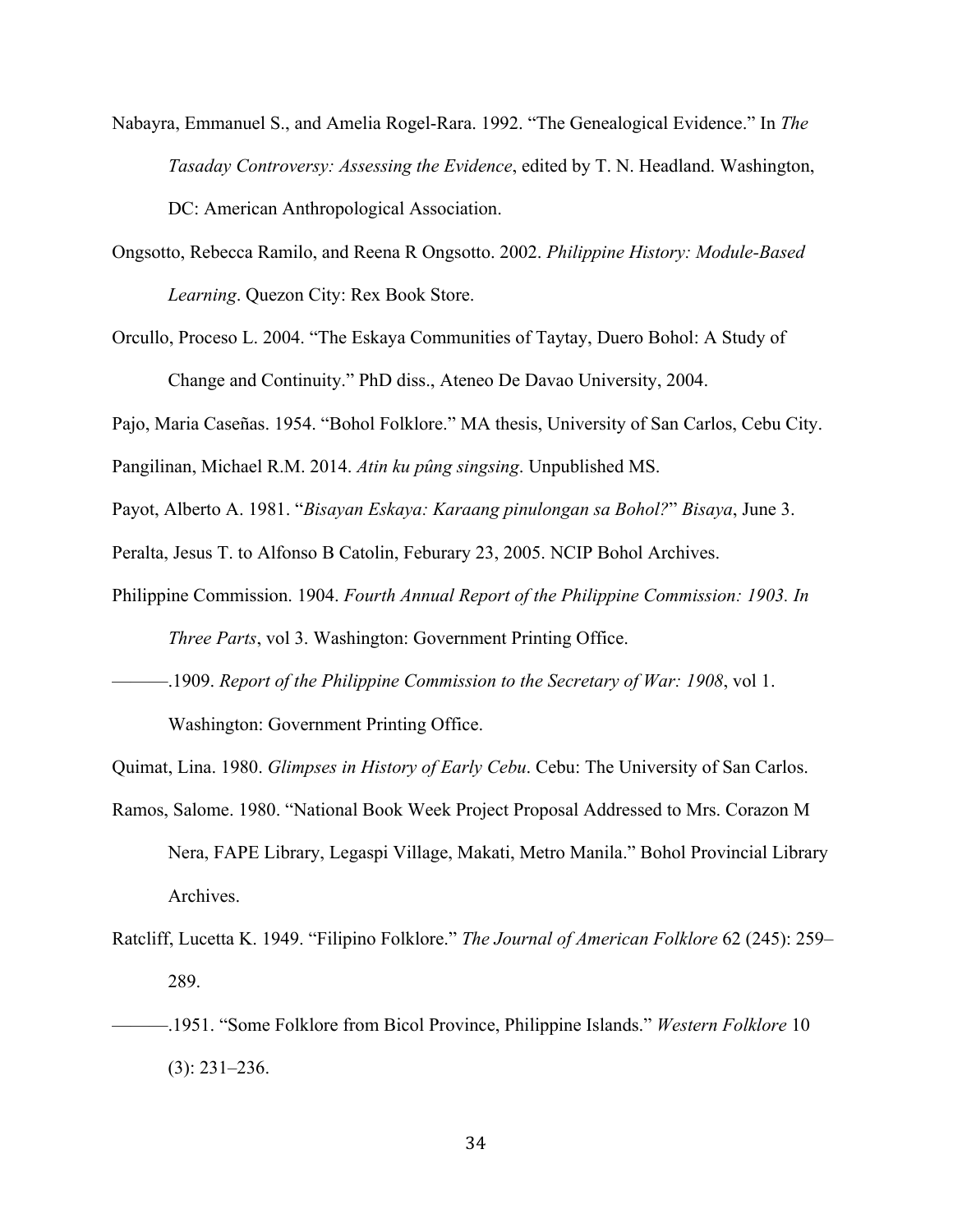Nabayra, Emmanuel S., and Amelia Rogel-Rara. 1992. "The Genealogical Evidence." In *The Tasaday Controversy: Assessing the Evidence*, edited by T. N. Headland. Washington, DC: American Anthropological Association.

Ongsotto, Rebecca Ramilo, and Reena R Ongsotto. 2002. *Philippine History: Module-Based Learning*. Quezon City: Rex Book Store.

Orcullo, Proceso L. 2004. "The Eskaya Communities of Taytay, Duero Bohol: A Study of Change and Continuity." PhD diss., Ateneo De Davao University, 2004.

Pajo, Maria Caseñas. 1954. "Bohol Folklore." MA thesis, University of San Carlos, Cebu City.

Pangilinan, Michael R.M. 2014. *Atin ku pûng singsing*. Unpublished MS.

Payot, Alberto A. 1981. "*Bisayan Eskaya: Karaang pinulongan sa Bohol?*" *Bisaya*, June 3.

Peralta, Jesus T. to Alfonso B Catolin, Feburary 23, 2005. NCIP Bohol Archives.

Philippine Commission. 1904. *Fourth Annual Report of the Philippine Commission: 1903. In Three Parts*, vol 3. Washington: Government Printing Office.

———.1909. *Report of the Philippine Commission to the Secretary of War: 1908*, vol 1. Washington: Government Printing Office.

Quimat, Lina. 1980. *Glimpses in History of Early Cebu*. Cebu: The University of San Carlos.

Ramos, Salome. 1980. "National Book Week Project Proposal Addressed to Mrs. Corazon M Nera, FAPE Library, Legaspi Village, Makati, Metro Manila." Bohol Provincial Library Archives.

Ratcliff, Lucetta K. 1949. "Filipino Folklore." *The Journal of American Folklore* 62 (245): 259–289.

———.1951. "Some Folklore from Bicol Province, Philippine Islands." *Western Folklore* 10 (3): 231–236.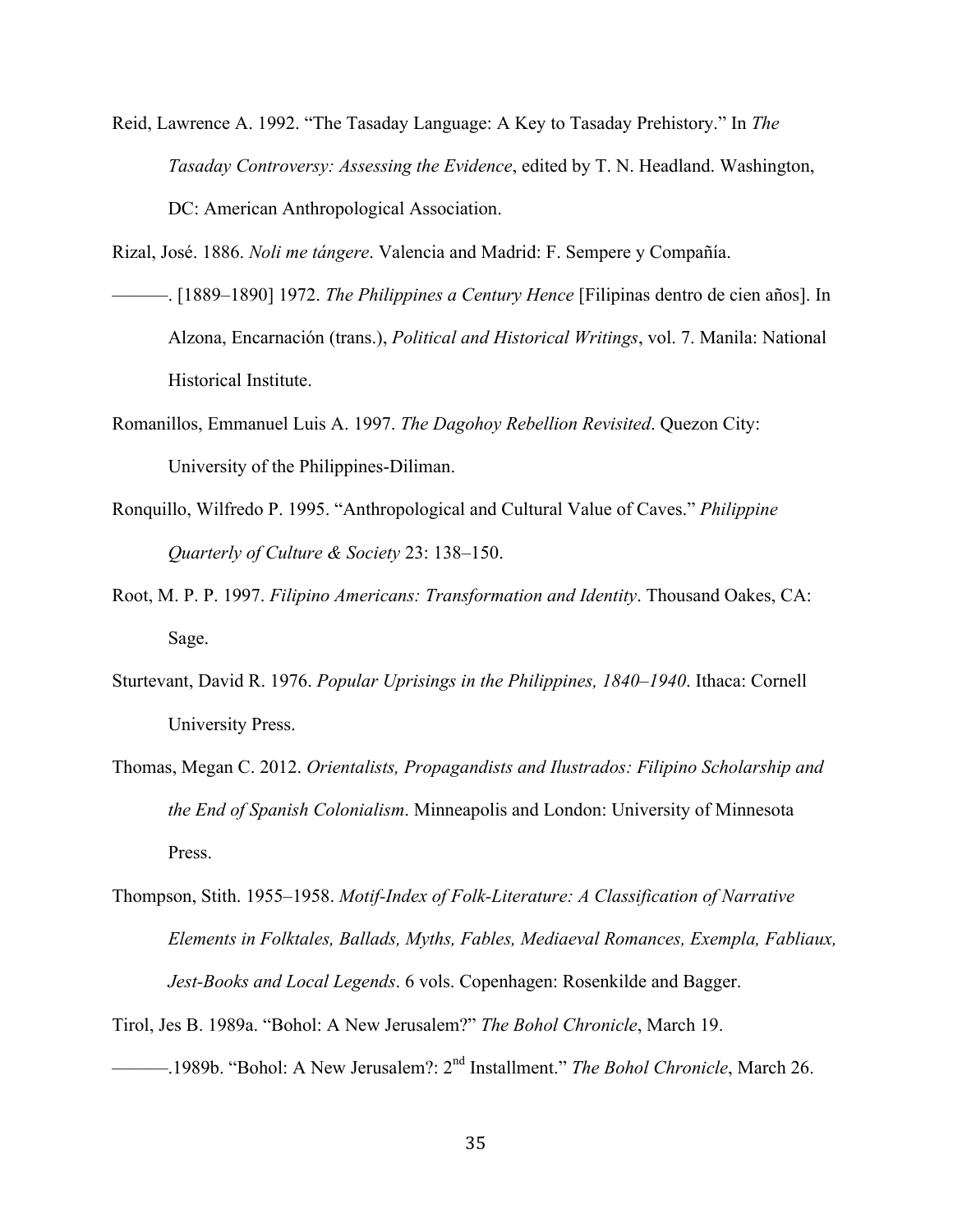Reid, Lawrence A. 1992. "The Tasaday Language: A Key to Tasaday Prehistory." In *The Tasaday Controversy: Assessing the Evidence*, edited by T. N. Headland. Washington, DC: American Anthropological Association.

Rizal, José. 1886. *Noli me tángere*. Valencia and Madrid: F. Sempere y Compañía.

———. [1889–1890] 1972. *The Philippines a Century Hence* [Filipinas dentro de cien años]. In Alzona, Encarnación (trans.), *Political and Historical Writings*, vol. 7. Manila: National Historical Institute.

Romanillos, Emmanuel Luis A. 1997. *The Dagohoy Rebellion Revisited*. Quezon City: University of the Philippines-Diliman.

Ronquillo, Wilfredo P. 1995. "Anthropological and Cultural Value of Caves." *Philippine Quarterly of Culture & Society* 23: 138–150.

Root, M. P. P. 1997. *Filipino Americans: Transformation and Identity*. Thousand Oakes, CA: Sage.

Sturtevant, David R. 1976. *Popular Uprisings in the Philippines, 1840–1940*. Ithaca: Cornell University Press.

Thomas, Megan C. 2012. *Orientalists, Propagandists and Ilustrados: Filipino Scholarship and the End of Spanish Colonialism*. Minneapolis and London: University of Minnesota Press.

Thompson, Stith. 1955–1958. *Motif-Index of Folk-Literature: A Classification of Narrative Elements in Folktales, Ballads, Myths, Fables, Mediaeval Romances, Exempla, Fabliaux, Jest-Books and Local Legends*. 6 vols. Copenhagen: Rosenkilde and Bagger.

Tirol, Jes B. 1989a. "Bohol: A New Jerusalem?" *The Bohol Chronicle*, March 19.

———.1989b. "Bohol: A New Jerusalem?: 2nd Installment." *The Bohol Chronicle*, March 26.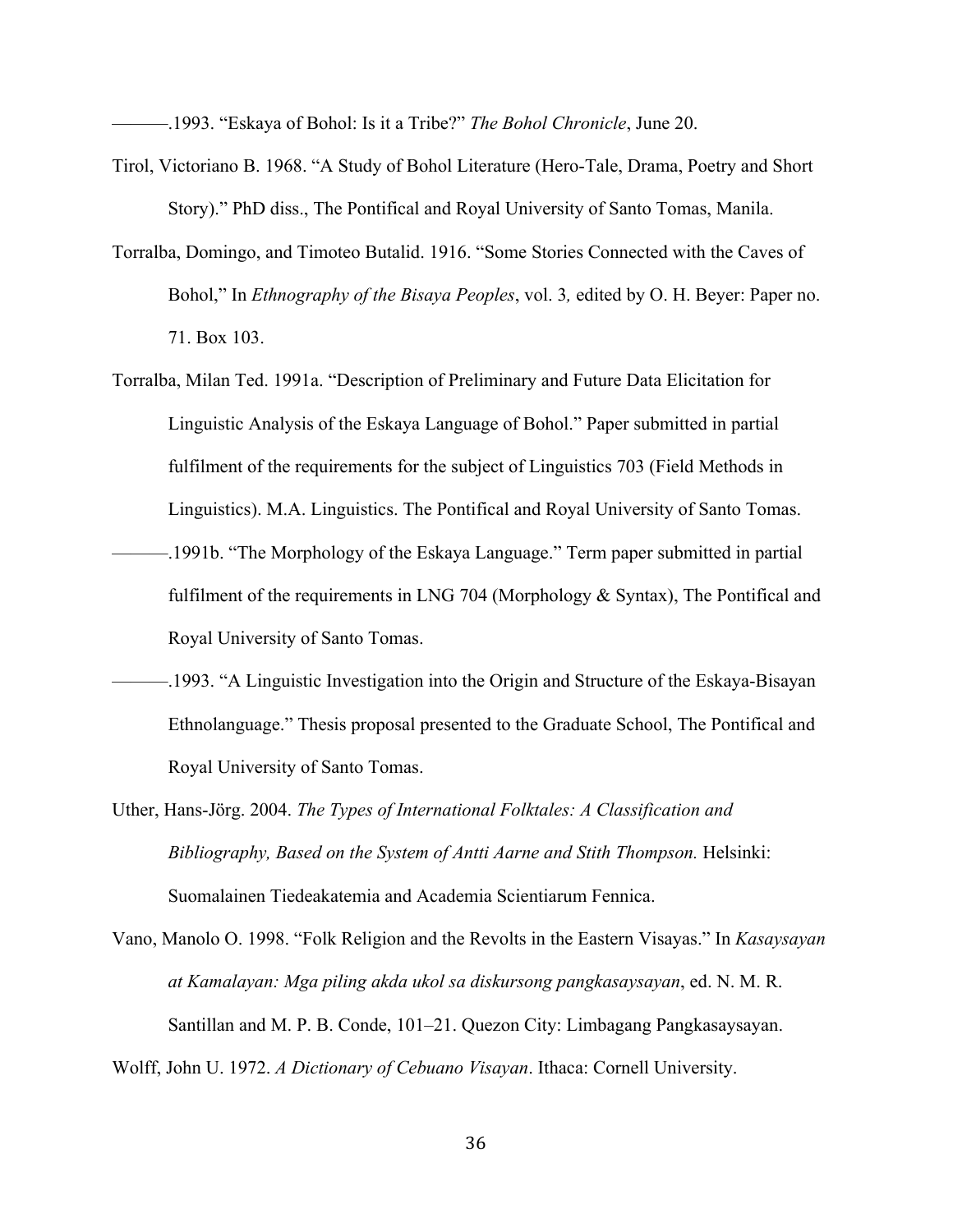———.1993. “Eskaya of Bohol: Is it a Tribe?” *The Bohol Chronicle*, June 20.

Tirol, Victoriano B. 1968. “A Study of Bohol Literature (Hero-Tale, Drama, Poetry and Short Story).” PhD diss., The Pontifical and Royal University of Santo Tomas, Manila.

Torralba, Domingo, and Timoteo Butalid. 1916. “Some Stories Connected with the Caves of Bohol,” In *Ethnography of the Bisaya Peoples*, vol. 3*,* edited by O. H. Beyer: Paper no. 71. Box 103.

Torralba, Milan Ted. 1991a. “Description of Preliminary and Future Data Elicitation for Linguistic Analysis of the Eskaya Language of Bohol.” Paper submitted in partial fulfilment of the requirements for the subject of Linguistics 703 (Field Methods in Linguistics). M.A. Linguistics. The Pontifical and Royal University of Santo Tomas.

———.1991b. “The Morphology of the Eskaya Language.” Term paper submitted in partial fulfilment of the requirements in LNG 704 (Morphology & Syntax), The Pontifical and Royal University of Santo Tomas.

———.1993. “A Linguistic Investigation into the Origin and Structure of the Eskaya-Bisayan Ethnolanguage.” Thesis proposal presented to the Graduate School, The Pontifical and Royal University of Santo Tomas.

Uther, Hans-Jörg. 2004. *The Types of International Folktales: A Classification and Bibliography, Based on the System of Antti Aarne and Stith Thompson.* Helsinki: Suomalainen Tiedeakatemia and Academia Scientiarum Fennica.

Vano, Manolo O. 1998. “Folk Religion and the Revolts in the Eastern Visayas.” In *Kasaysayan at Kamalayan: Mga piling akda ukol sa diskursong pangkasaysayan*, ed. N. M. R. Santillan and M. P. B. Conde, 101–21. Quezon City: Limbagang Pangkasaysayan.

Wolff, John U. 1972. *A Dictionary of Cebuano Visayan*. Ithaca: Cornell University.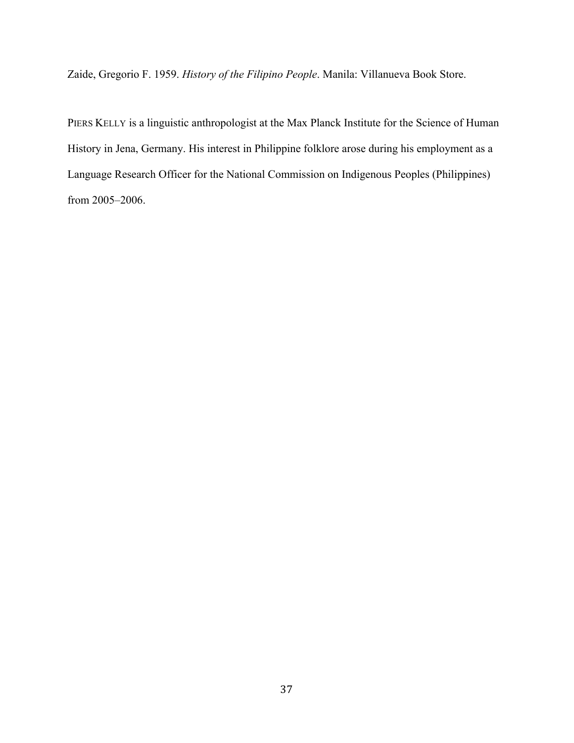Zaide, Gregorio F. 1959. *History of the Filipino People*. Manila: Villanueva Book Store.

PIERS KELLY is a linguistic anthropologist at the Max Planck Institute for the Science of Human History in Jena, Germany. His interest in Philippine folklore arose during his employment as a Language Research Officer for the National Commission on Indigenous Peoples (Philippines) from 2005–2006.